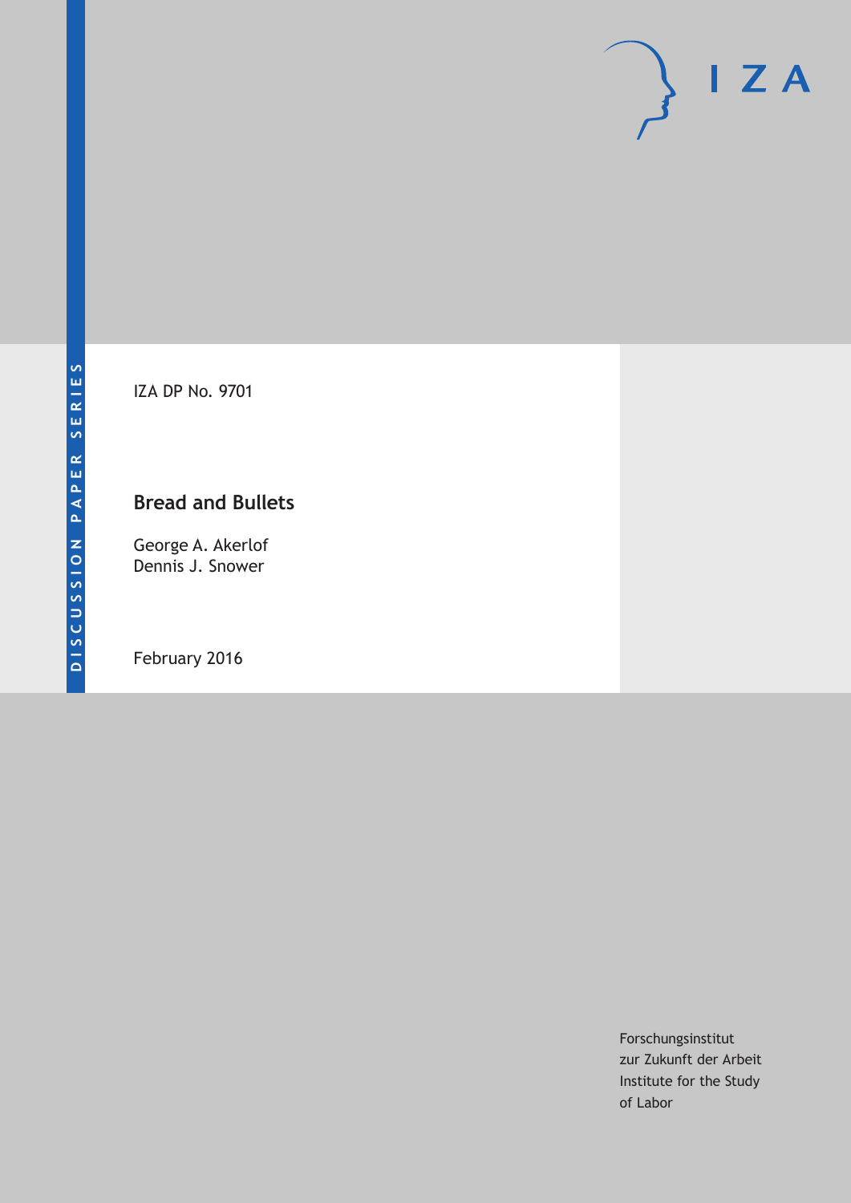DISCUSSION PAPER SERIES

IZA DP No. 9701

# Bread and Bullets

George A. Akerlof
Dennis J. Snower

February 2016

Forschungsinstitut
zur Zukunft der Arbeit
Institute for the Study
of Labor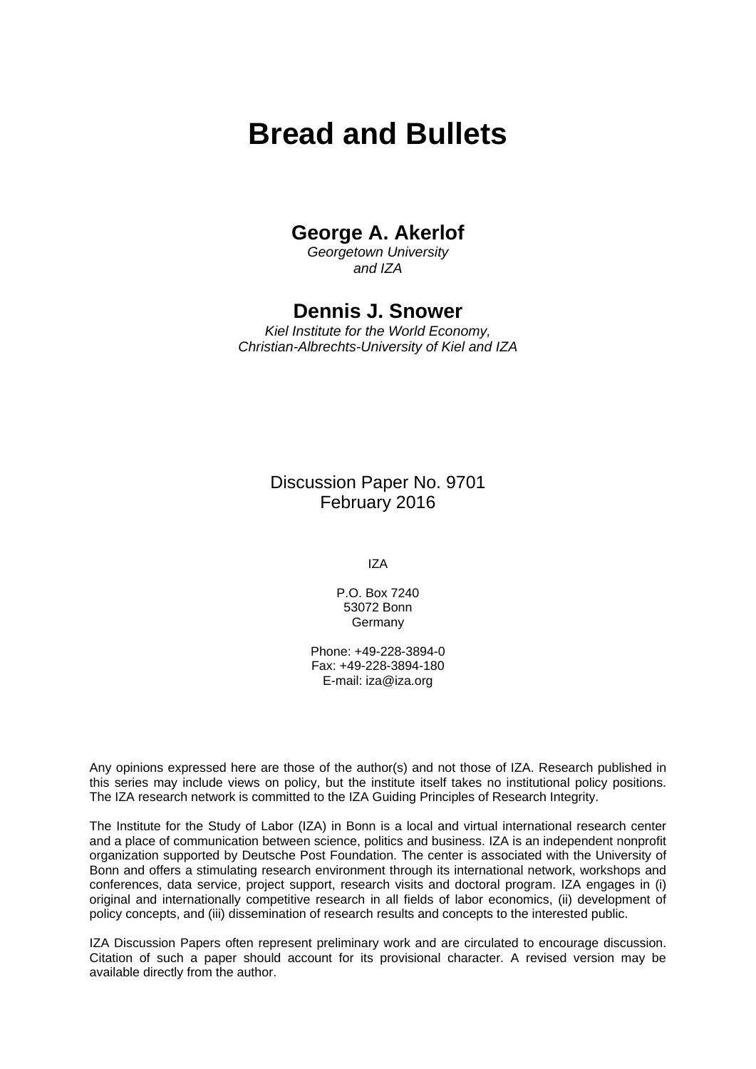# Bread and Bullets

## George A. Akerlof

*Georgetown University and IZA*

## Dennis J. Snower

*Kiel Institute for the World Economy, Christian-Albrechts-University of Kiel and IZA*

Discussion Paper No. 9701
February 2016

IZA

P.O. Box 7240
53072 Bonn
Germany

Phone: +49-228-3894-0
Fax: +49-228-3894-180
E-mail: iza@iza.org

Any opinions expressed here are those of the author(s) and not those of IZA. Research published in this series may include views on policy, but the institute itself takes no institutional policy positions. The IZA research network is committed to the IZA Guiding Principles of Research Integrity.

The Institute for the Study of Labor (IZA) in Bonn is a local and virtual international research center and a place of communication between science, politics and business. IZA is an independent nonprofit organization supported by Deutsche Post Foundation. The center is associated with the University of Bonn and offers a stimulating research environment through its international network, workshops and conferences, data service, project support, research visits and doctoral program. IZA engages in (i) original and internationally competitive research in all fields of labor economics, (ii) development of policy concepts, and (iii) dissemination of research results and concepts to the interested public.

IZA Discussion Papers often represent preliminary work and are circulated to encourage discussion. Citation of such a paper should account for its provisional character. A revised version may be available directly from the author.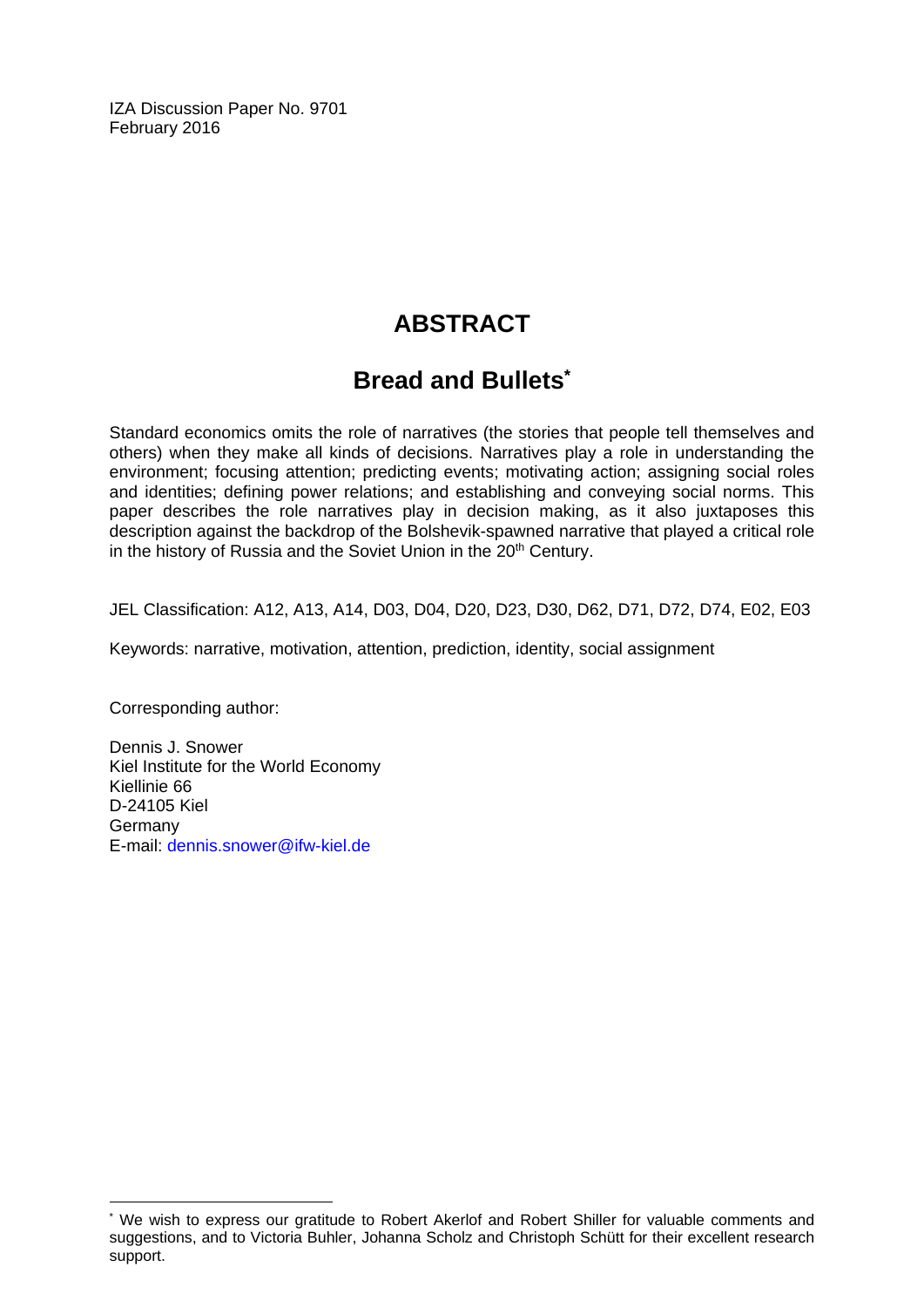IZA Discussion Paper No. 9701
February 2016

# ABSTRACT

## Bread and Bullets*

Standard economics omits the role of narratives (the stories that people tell themselves and others) when they make all kinds of decisions. Narratives play a role in understanding the environment; focusing attention; predicting events; motivating action; assigning social roles and identities; defining power relations; and establishing and conveying social norms. This paper describes the role narratives play in decision making, as it also juxtaposes this description against the backdrop of the Bolshevik-spawned narrative that played a critical role in the history of Russia and the Soviet Union in the 20th Century.

JEL Classification: A12, A13, A14, D03, D04, D20, D23, D30, D62, D71, D72, D74, E02, E03

Keywords: narrative, motivation, attention, prediction, identity, social assignment

Corresponding author:

Dennis J. Snower
Kiel Institute for the World Economy
Kiellinie 66
D-24105 Kiel
Germany
E-mail: dennis.snower@ifw-kiel.de

---

* We wish to express our gratitude to Robert Akerlof and Robert Shiller for valuable comments and suggestions, and to Victoria Buhler, Johanna Scholz and Christoph Schütt for their excellent research support.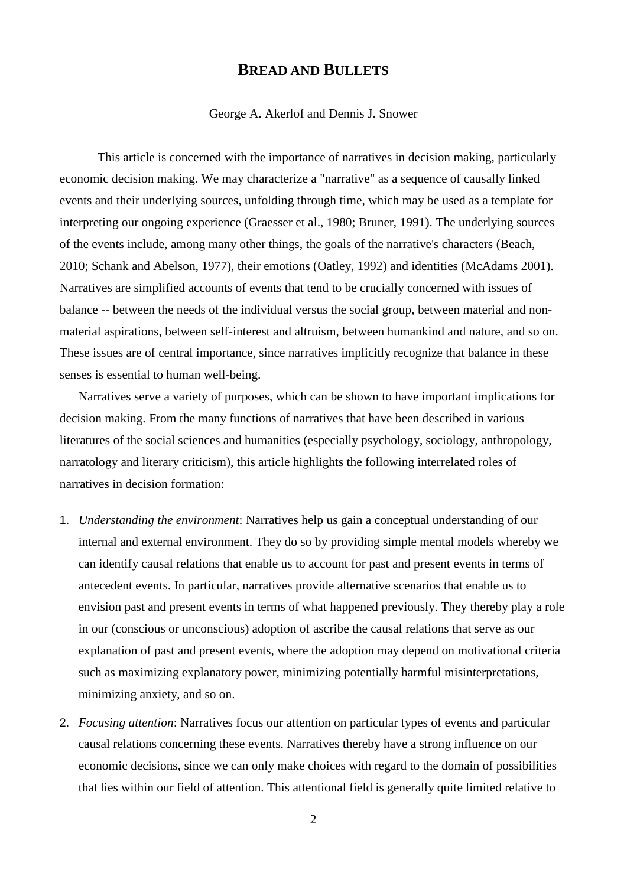## **BREAD AND BULLETS**

George A. Akerlof and Dennis J. Snower

This article is concerned with the importance of narratives in decision making, particularly economic decision making. We may characterize a "narrative" as a sequence of causally linked events and their underlying sources, unfolding through time, which may be used as a template for interpreting our ongoing experience (Graesser et al., 1980; Bruner, 1991). The underlying sources of the events include, among many other things, the goals of the narrative's characters (Beach, 2010; Schank and Abelson, 1977), their emotions (Oatley, 1992) and identities (McAdams 2001). Narratives are simplified accounts of events that tend to be crucially concerned with issues of balance -- between the needs of the individual versus the social group, between material and non-material aspirations, between self-interest and altruism, between humankind and nature, and so on. These issues are of central importance, since narratives implicitly recognize that balance in these senses is essential to human well-being.

Narratives serve a variety of purposes, which can be shown to have important implications for decision making. From the many functions of narratives that have been described in various literatures of the social sciences and humanities (especially psychology, sociology, anthropology, narratology and literary criticism), this article highlights the following interrelated roles of narratives in decision formation:

1. *Understanding the environment*: Narratives help us gain a conceptual understanding of our internal and external environment. They do so by providing simple mental models whereby we can identify causal relations that enable us to account for past and present events in terms of antecedent events. In particular, narratives provide alternative scenarios that enable us to envision past and present events in terms of what happened previously. They thereby play a role in our (conscious or unconscious) adoption of ascribe the causal relations that serve as our explanation of past and present events, where the adoption may depend on motivational criteria such as maximizing explanatory power, minimizing potentially harmful misinterpretations, minimizing anxiety, and so on.

2. *Focusing attention*: Narratives focus our attention on particular types of events and particular causal relations concerning these events. Narratives thereby have a strong influence on our economic decisions, since we can only make choices with regard to the domain of possibilities that lies within our field of attention. This attentional field is generally quite limited relative to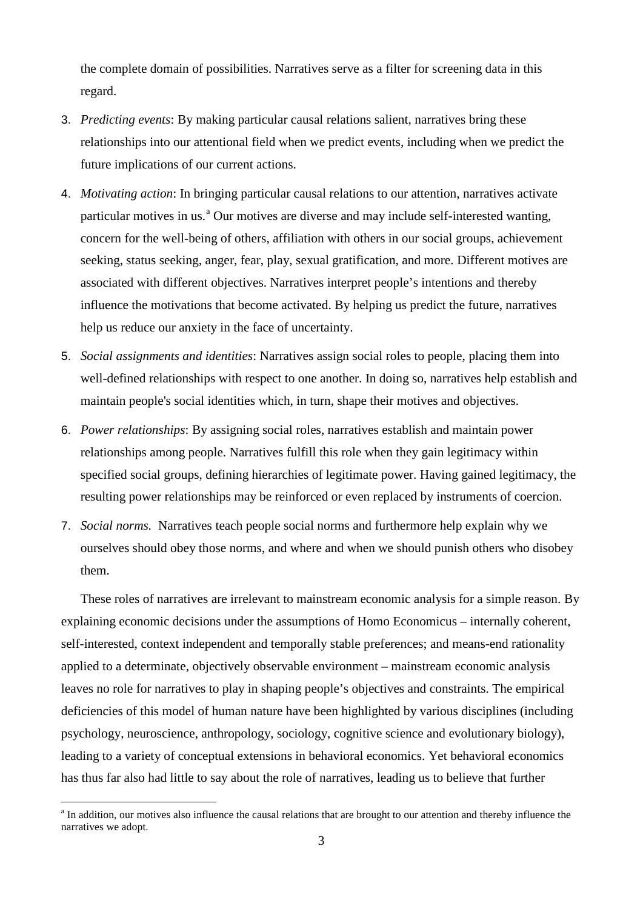the complete domain of possibilities. Narratives serve as a filter for screening data in this regard.

3. *Predicting events*: By making particular causal relations salient, narratives bring these relationships into our attentional field when we predict events, including when we predict the future implications of our current actions.
4. *Motivating action*: In bringing particular causal relations to our attention, narratives activate particular motives in us.[a] Our motives are diverse and may include self-interested wanting, concern for the well-being of others, affiliation with others in our social groups, achievement seeking, status seeking, anger, fear, play, sexual gratification, and more. Different motives are associated with different objectives. Narratives interpret people's intentions and thereby influence the motivations that become activated. By helping us predict the future, narratives help us reduce our anxiety in the face of uncertainty.
5. *Social assignments and identities*: Narratives assign social roles to people, placing them into well-defined relationships with respect to one another. In doing so, narratives help establish and maintain people's social identities which, in turn, shape their motives and objectives.
6. *Power relationships*: By assigning social roles, narratives establish and maintain power relationships among people. Narratives fulfill this role when they gain legitimacy within specified social groups, defining hierarchies of legitimate power. Having gained legitimacy, the resulting power relationships may be reinforced or even replaced by instruments of coercion.
7. *Social norms.* Narratives teach people social norms and furthermore help explain why we ourselves should obey those norms, and where and when we should punish others who disobey them.

These roles of narratives are irrelevant to mainstream economic analysis for a simple reason. By explaining economic decisions under the assumptions of Homo Economicus – internally coherent, self-interested, context independent and temporally stable preferences; and means-end rationality applied to a determinate, objectively observable environment – mainstream economic analysis leaves no role for narratives to play in shaping people's objectives and constraints. The empirical deficiencies of this model of human nature have been highlighted by various disciplines (including psychology, neuroscience, anthropology, sociology, cognitive science and evolutionary biology), leading to a variety of conceptual extensions in behavioral economics. Yet behavioral economics has thus far also had little to say about the role of narratives, leading us to believe that further

[a] In addition, our motives also influence the causal relations that are brought to our attention and thereby influence the narratives we adopt.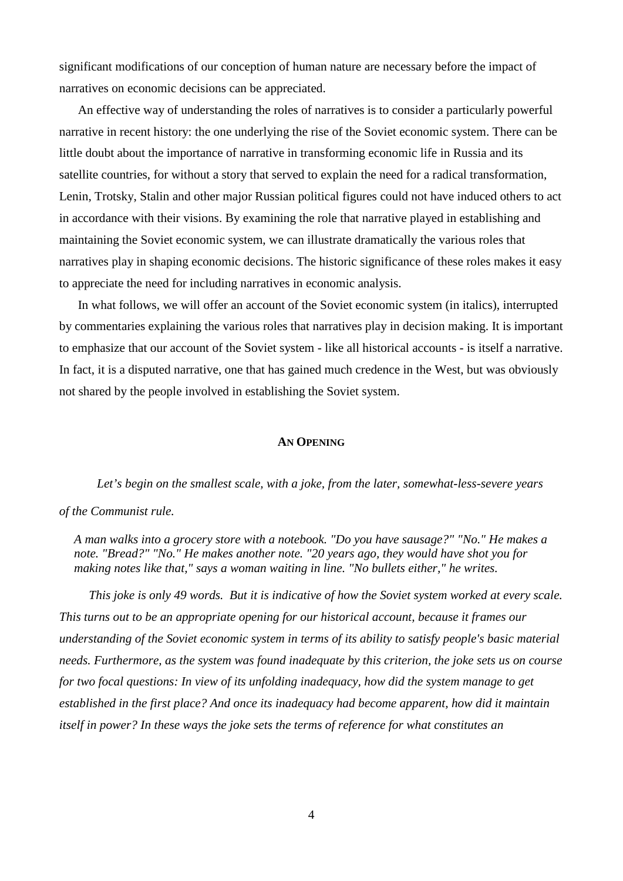significant modifications of our conception of human nature are necessary before the impact of narratives on economic decisions can be appreciated.

An effective way of understanding the roles of narratives is to consider a particularly powerful narrative in recent history: the one underlying the rise of the Soviet economic system. There can be little doubt about the importance of narrative in transforming economic life in Russia and its satellite countries, for without a story that served to explain the need for a radical transformation, Lenin, Trotsky, Stalin and other major Russian political figures could not have induced others to act in accordance with their visions. By examining the role that narrative played in establishing and maintaining the Soviet economic system, we can illustrate dramatically the various roles that narratives play in shaping economic decisions. The historic significance of these roles makes it easy to appreciate the need for including narratives in economic analysis.

In what follows, we will offer an account of the Soviet economic system (in italics), interrupted by commentaries explaining the various roles that narratives play in decision making. It is important to emphasize that our account of the Soviet system - like all historical accounts - is itself a narrative. In fact, it is a disputed narrative, one that has gained much credence in the West, but was obviously not shared by the people involved in establishing the Soviet system.

## AN OPENING

*Let's begin on the smallest scale, with a joke, from the later, somewhat-less-severe years of the Communist rule.*

> *A man walks into a grocery store with a notebook. "Do you have sausage?" "No." He makes a note. "Bread?" "No." He makes another note. "20 years ago, they would have shot you for making notes like that," says a woman waiting in line. "No bullets either," he writes.*

*This joke is only 49 words. But it is indicative of how the Soviet system worked at every scale. This turns out to be an appropriate opening for our historical account, because it frames our understanding of the Soviet economic system in terms of its ability to satisfy people's basic material needs. Furthermore, as the system was found inadequate by this criterion, the joke sets us on course for two focal questions: In view of its unfolding inadequacy, how did the system manage to get established in the first place? And once its inadequacy had become apparent, how did it maintain itself in power? In these ways the joke sets the terms of reference for what constitutes an*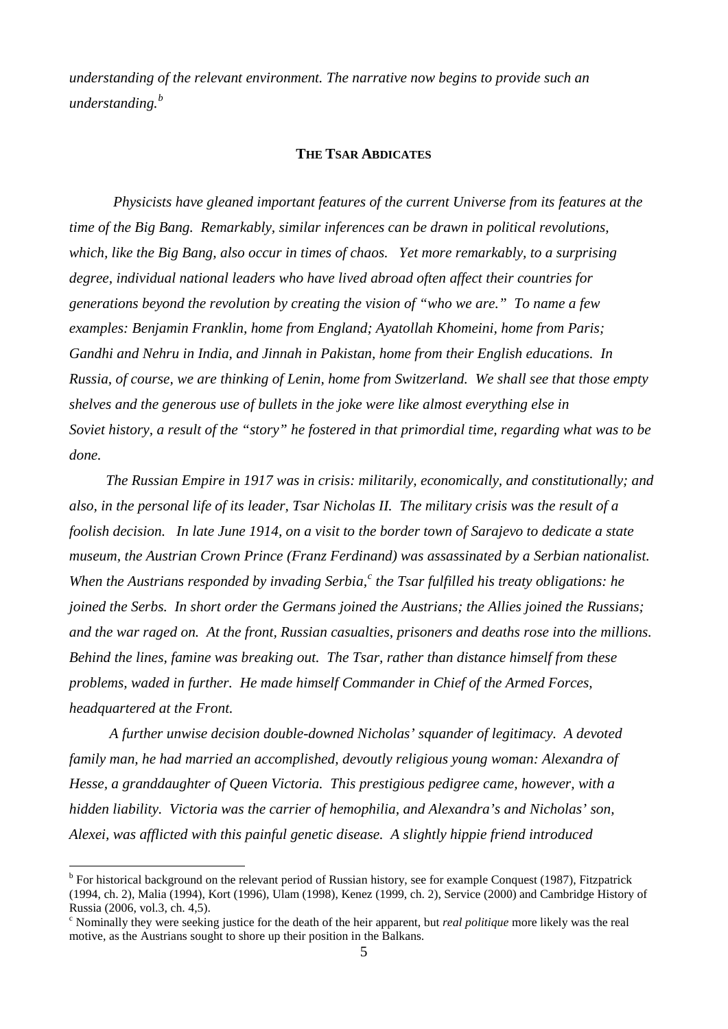*understanding of the relevant environment. The narrative now begins to provide such an understanding.*[b]

## THE TSAR ABDICATES

*Physicists have gleaned important features of the current Universe from its features at the time of the Big Bang. Remarkably, similar inferences can be drawn in political revolutions, which, like the Big Bang, also occur in times of chaos. Yet more remarkably, to a surprising degree, individual national leaders who have lived abroad often affect their countries for generations beyond the revolution by creating the vision of "who we are." To name a few examples: Benjamin Franklin, home from England; Ayatollah Khomeini, home from Paris; Gandhi and Nehru in India, and Jinnah in Pakistan, home from their English educations. In Russia, of course, we are thinking of Lenin, home from Switzerland. We shall see that those empty shelves and the generous use of bullets in the joke were like almost everything else in Soviet history, a result of the "story" he fostered in that primordial time, regarding what was to be done.*

*The Russian Empire in 1917 was in crisis: militarily, economically, and constitutionally; and also, in the personal life of its leader, Tsar Nicholas II. The military crisis was the result of a foolish decision. In late June 1914, on a visit to the border town of Sarajevo to dedicate a state museum, the Austrian Crown Prince (Franz Ferdinand) was assassinated by a Serbian nationalist. When the Austrians responded by invading Serbia,*[c] *the Tsar fulfilled his treaty obligations: he joined the Serbs. In short order the Germans joined the Austrians; the Allies joined the Russians; and the war raged on. At the front, Russian casualties, prisoners and deaths rose into the millions. Behind the lines, famine was breaking out. The Tsar, rather than distance himself from these problems, waded in further. He made himself Commander in Chief of the Armed Forces, headquartered at the Front.*

*A further unwise decision double-downed Nicholas' squander of legitimacy. A devoted family man, he had married an accomplished, devoutly religious young woman: Alexandra of Hesse, a granddaughter of Queen Victoria. This prestigious pedigree came, however, with a hidden liability. Victoria was the carrier of hemophilia, and Alexandra's and Nicholas' son, Alexei, was afflicted with this painful genetic disease. A slightly hippie friend introduced*

---

[b] For historical background on the relevant period of Russian history, see for example Conquest (1987), Fitzpatrick (1994, ch. 2), Malia (1994), Kort (1996), Ulam (1998), Kenez (1999, ch. 2), Service (2000) and Cambridge History of Russia (2006, vol.3, ch. 4,5).

[c] Nominally they were seeking justice for the death of the heir apparent, but *real politique* more likely was the real motive, as the Austrians sought to shore up their position in the Balkans.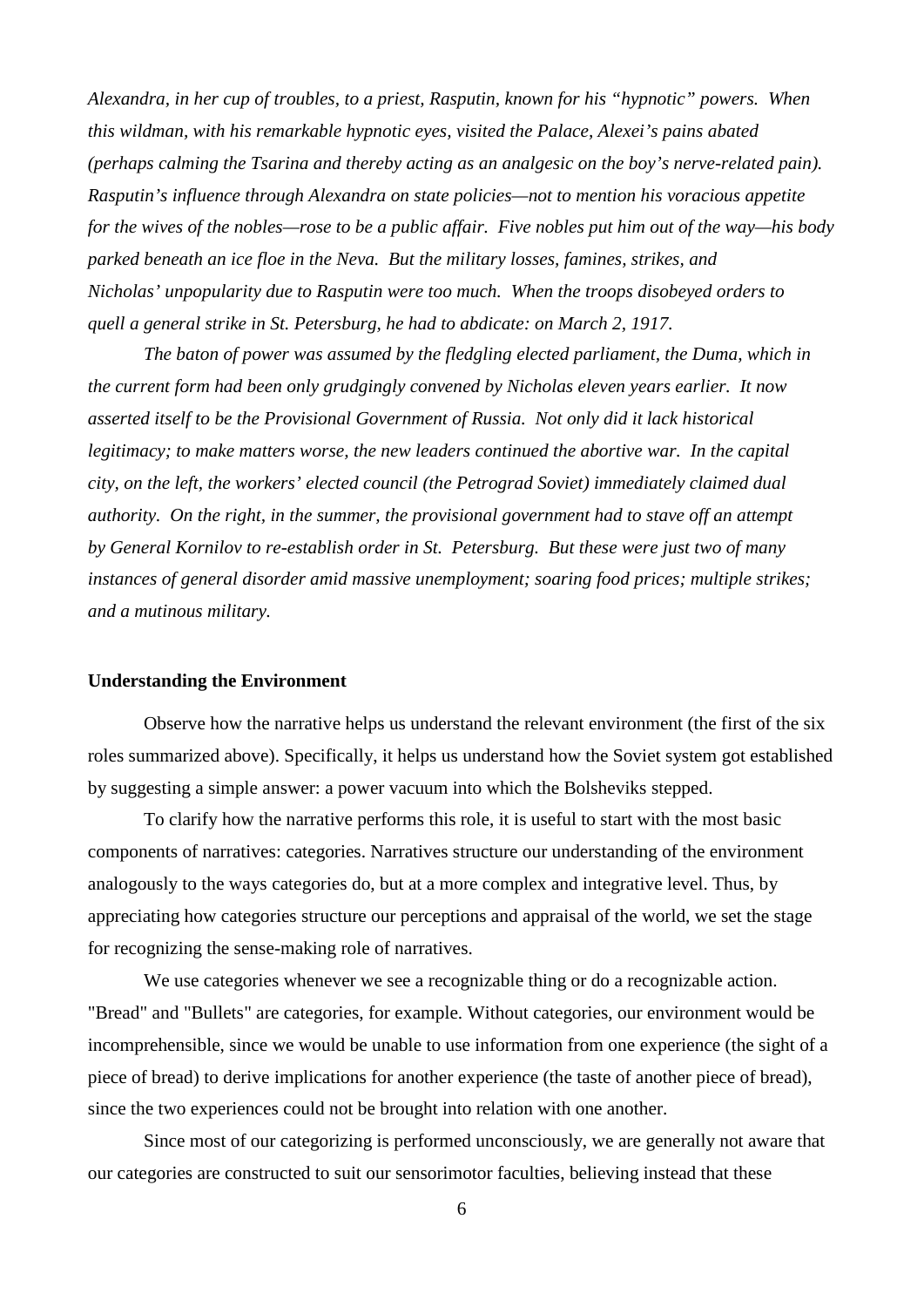*Alexandra, in her cup of troubles, to a priest, Rasputin, known for his "hypnotic" powers. When this wildman, with his remarkable hypnotic eyes, visited the Palace, Alexei's pains abated (perhaps calming the Tsarina and thereby acting as an analgesic on the boy's nerve-related pain). Rasputin's influence through Alexandra on state policies—not to mention his voracious appetite for the wives of the nobles—rose to be a public affair. Five nobles put him out of the way—his body parked beneath an ice floe in the Neva. But the military losses, famines, strikes, and Nicholas' unpopularity due to Rasputin were too much. When the troops disobeyed orders to quell a general strike in St. Petersburg, he had to abdicate: on March 2, 1917.*

*The baton of power was assumed by the fledgling elected parliament, the Duma, which in the current form had been only grudgingly convened by Nicholas eleven years earlier. It now asserted itself to be the Provisional Government of Russia. Not only did it lack historical legitimacy; to make matters worse, the new leaders continued the abortive war. In the capital city, on the left, the workers' elected council (the Petrograd Soviet) immediately claimed dual authority. On the right, in the summer, the provisional government had to stave off an attempt by General Kornilov to re-establish order in St. Petersburg. But these were just two of many instances of general disorder amid massive unemployment; soaring food prices; multiple strikes; and a mutinous military.*

**Understanding the Environment**

Observe how the narrative helps us understand the relevant environment (the first of the six roles summarized above). Specifically, it helps us understand how the Soviet system got established by suggesting a simple answer: a power vacuum into which the Bolsheviks stepped.

To clarify how the narrative performs this role, it is useful to start with the most basic components of narratives: categories. Narratives structure our understanding of the environment analogously to the ways categories do, but at a more complex and integrative level. Thus, by appreciating how categories structure our perceptions and appraisal of the world, we set the stage for recognizing the sense-making role of narratives.

We use categories whenever we see a recognizable thing or do a recognizable action. "Bread" and "Bullets" are categories, for example. Without categories, our environment would be incomprehensible, since we would be unable to use information from one experience (the sight of a piece of bread) to derive implications for another experience (the taste of another piece of bread), since the two experiences could not be brought into relation with one another.

Since most of our categorizing is performed unconsciously, we are generally not aware that our categories are constructed to suit our sensorimotor faculties, believing instead that these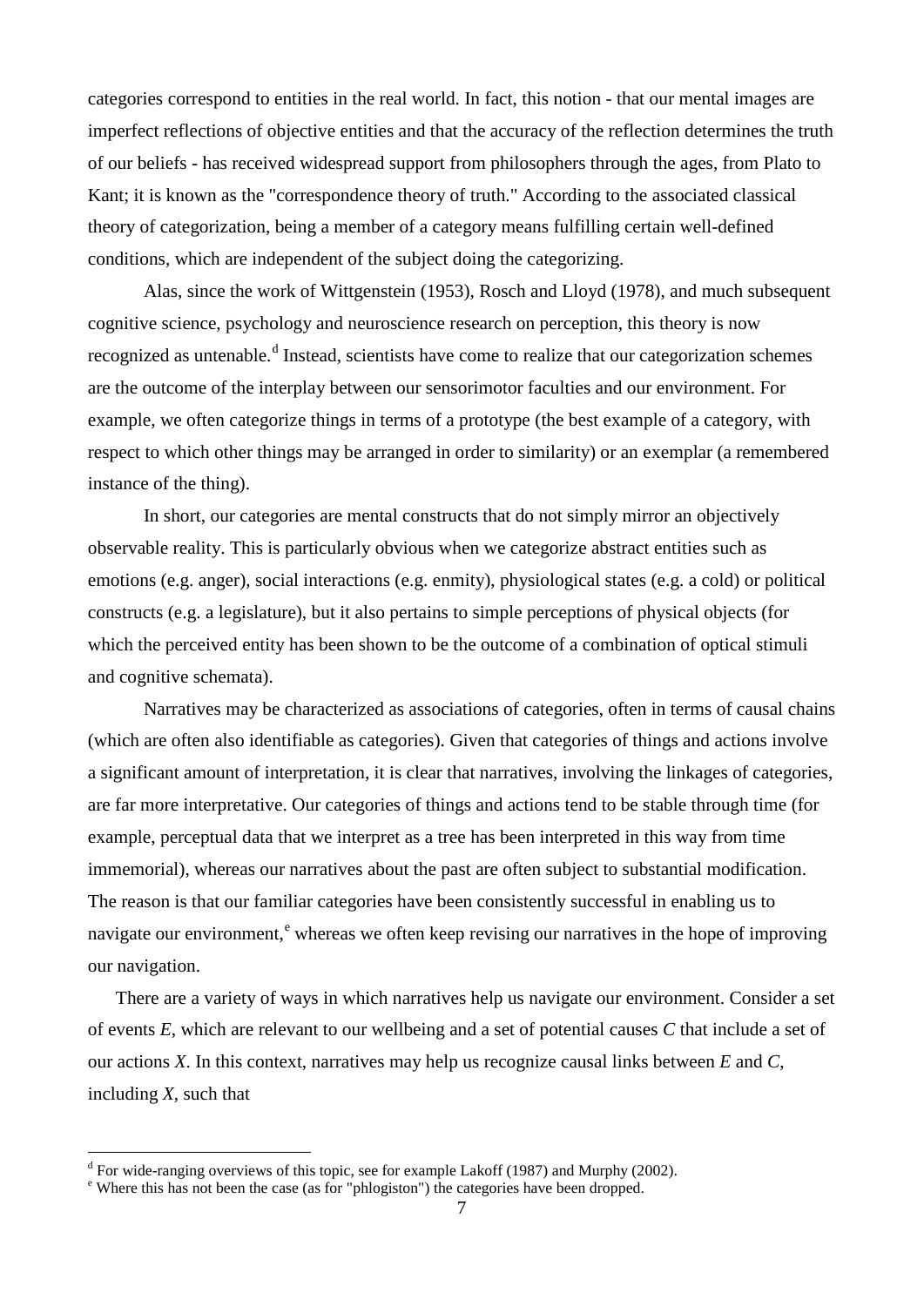categories correspond to entities in the real world. In fact, this notion - that our mental images are imperfect reflections of objective entities and that the accuracy of the reflection determines the truth of our beliefs - has received widespread support from philosophers through the ages, from Plato to Kant; it is known as the "correspondence theory of truth." According to the associated classical theory of categorization, being a member of a category means fulfilling certain well-defined conditions, which are independent of the subject doing the categorizing.

Alas, since the work of Wittgenstein (1953), Rosch and Lloyd (1978), and much subsequent cognitive science, psychology and neuroscience research on perception, this theory is now recognized as untenable.[d] Instead, scientists have come to realize that our categorization schemes are the outcome of the interplay between our sensorimotor faculties and our environment. For example, we often categorize things in terms of a prototype (the best example of a category, with respect to which other things may be arranged in order to similarity) or an exemplar (a remembered instance of the thing).

In short, our categories are mental constructs that do not simply mirror an objectively observable reality. This is particularly obvious when we categorize abstract entities such as emotions (e.g. anger), social interactions (e.g. enmity), physiological states (e.g. a cold) or political constructs (e.g. a legislature), but it also pertains to simple perceptions of physical objects (for which the perceived entity has been shown to be the outcome of a combination of optical stimuli and cognitive schemata).

Narratives may be characterized as associations of categories, often in terms of causal chains (which are often also identifiable as categories). Given that categories of things and actions involve a significant amount of interpretation, it is clear that narratives, involving the linkages of categories, are far more interpretative. Our categories of things and actions tend to be stable through time (for example, perceptual data that we interpret as a tree has been interpreted in this way from time immemorial), whereas our narratives about the past are often subject to substantial modification. The reason is that our familiar categories have been consistently successful in enabling us to navigate our environment,[e] whereas we often keep revising our narratives in the hope of improving our navigation.

There are a variety of ways in which narratives help us navigate our environment. Consider a set of events $E$, which are relevant to our wellbeing and a set of potential causes $C$ that include a set of our actions $X$. In this context, narratives may help us recognize causal links between $E$ and $C$, including $X$, such that

---

[d] For wide-ranging overviews of this topic, see for example Lakoff (1987) and Murphy (2002).

[e] Where this has not been the case (as for "phlogiston") the categories have been dropped.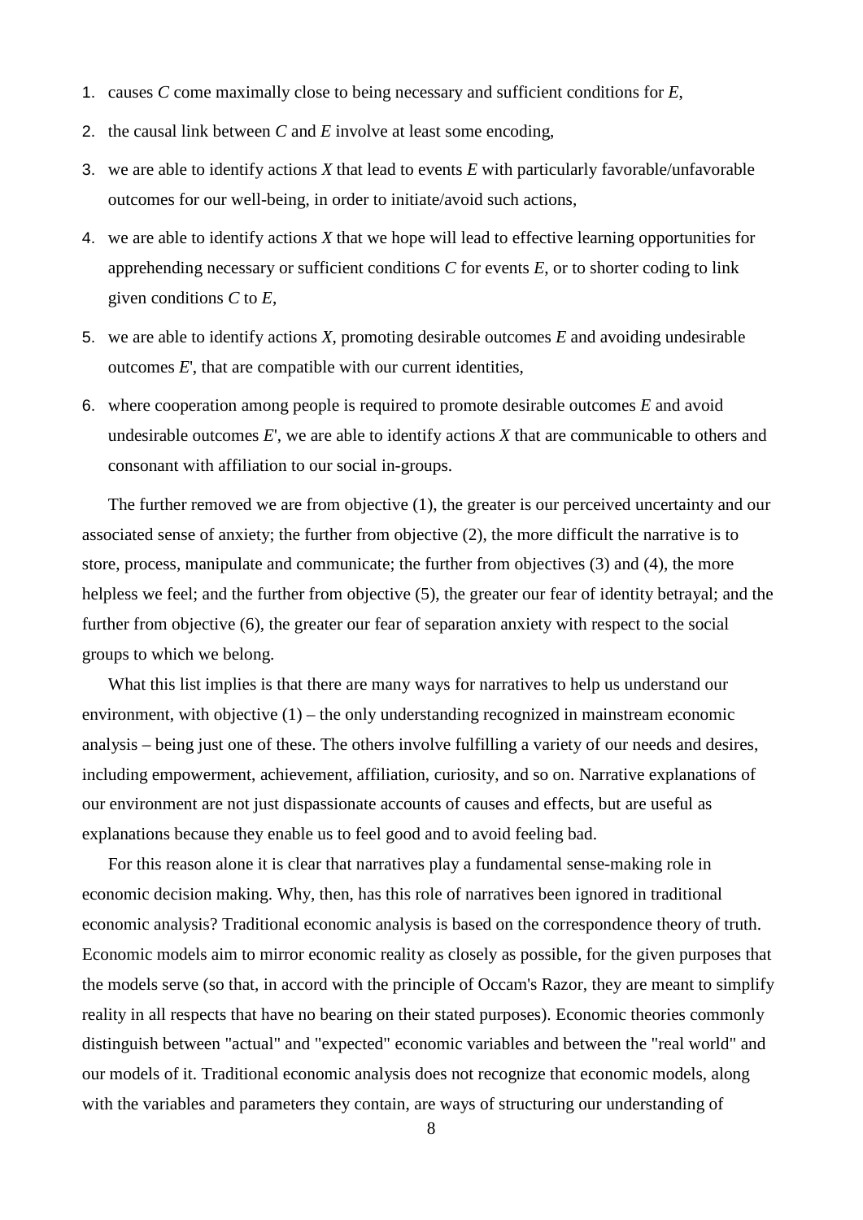1. causes *C* come maximally close to being necessary and sufficient conditions for *E*,
2. the causal link between *C* and *E* involve at least some encoding,
3. we are able to identify actions *X* that lead to events *E* with particularly favorable/unfavorable outcomes for our well-being, in order to initiate/avoid such actions,
4. we are able to identify actions *X* that we hope will lead to effective learning opportunities for apprehending necessary or sufficient conditions *C* for events *E*, or to shorter coding to link given conditions *C* to *E*,
5. we are able to identify actions *X*, promoting desirable outcomes *E* and avoiding undesirable outcomes *E*', that are compatible with our current identities,
6. where cooperation among people is required to promote desirable outcomes *E* and avoid undesirable outcomes *E*', we are able to identify actions *X* that are communicable to others and consonant with affiliation to our social in-groups.

The further removed we are from objective (1), the greater is our perceived uncertainty and our associated sense of anxiety; the further from objective (2), the more difficult the narrative is to store, process, manipulate and communicate; the further from objectives (3) and (4), the more helpless we feel; and the further from objective (5), the greater our fear of identity betrayal; and the further from objective (6), the greater our fear of separation anxiety with respect to the social groups to which we belong.

What this list implies is that there are many ways for narratives to help us understand our environment, with objective (1) – the only understanding recognized in mainstream economic analysis – being just one of these. The others involve fulfilling a variety of our needs and desires, including empowerment, achievement, affiliation, curiosity, and so on. Narrative explanations of our environment are not just dispassionate accounts of causes and effects, but are useful as explanations because they enable us to feel good and to avoid feeling bad.

For this reason alone it is clear that narratives play a fundamental sense-making role in economic decision making. Why, then, has this role of narratives been ignored in traditional economic analysis? Traditional economic analysis is based on the correspondence theory of truth. Economic models aim to mirror economic reality as closely as possible, for the given purposes that the models serve (so that, in accord with the principle of Occam's Razor, they are meant to simplify reality in all respects that have no bearing on their stated purposes). Economic theories commonly distinguish between "actual" and "expected" economic variables and between the "real world" and our models of it. Traditional economic analysis does not recognize that economic models, along with the variables and parameters they contain, are ways of structuring our understanding of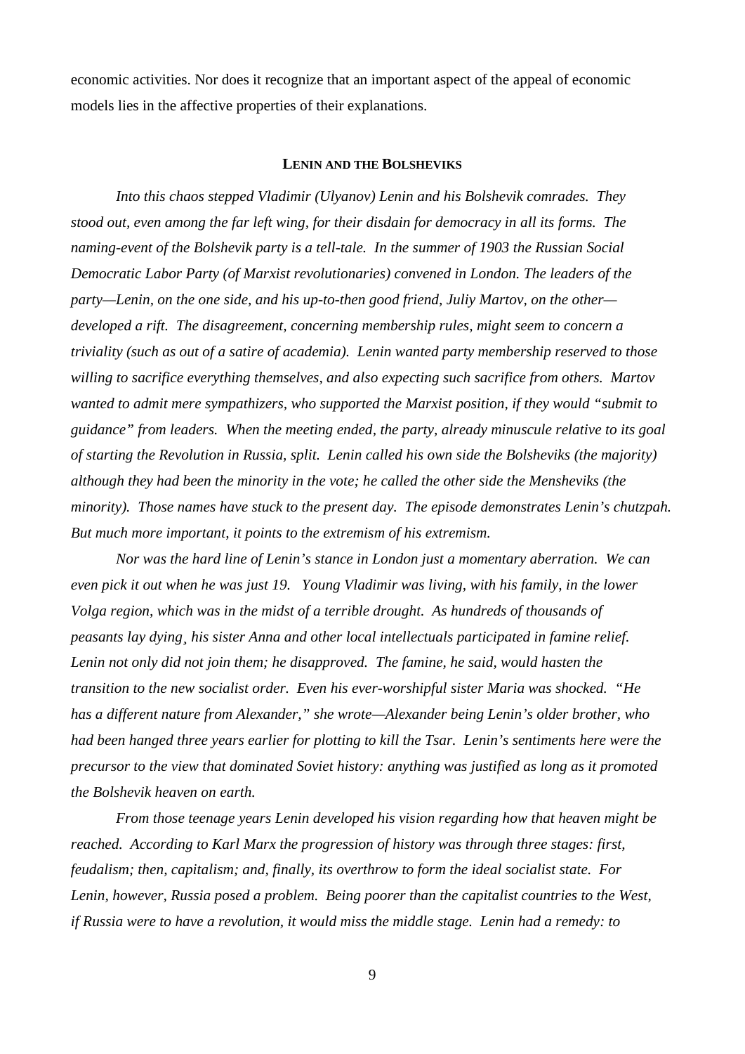economic activities. Nor does it recognize that an important aspect of the appeal of economic models lies in the affective properties of their explanations.

## LENIN AND THE BOLSHEVIKS

*Into this chaos stepped Vladimir (Ulyanov) Lenin and his Bolshevik comrades. They stood out, even among the far left wing, for their disdain for democracy in all its forms. The naming-event of the Bolshevik party is a tell-tale. In the summer of 1903 the Russian Social Democratic Labor Party (of Marxist revolutionaries) convened in London. The leaders of the party—Lenin, on the one side, and his up-to-then good friend, Juliy Martov, on the other—developed a rift. The disagreement, concerning membership rules, might seem to concern a triviality (such as out of a satire of academia). Lenin wanted party membership reserved to those willing to sacrifice everything themselves, and also expecting such sacrifice from others. Martov wanted to admit mere sympathizers, who supported the Marxist position, if they would "submit to guidance" from leaders. When the meeting ended, the party, already minuscule relative to its goal of starting the Revolution in Russia, split. Lenin called his own side the Bolsheviks (the majority) although they had been the minority in the vote; he called the other side the Mensheviks (the minority). Those names have stuck to the present day. The episode demonstrates Lenin's chutzpah. But much more important, it points to the extremism of his extremism.*

*Nor was the hard line of Lenin's stance in London just a momentary aberration. We can even pick it out when he was just 19. Young Vladimir was living, with his family, in the lower Volga region, which was in the midst of a terrible drought. As hundreds of thousands of peasants lay dying¸ his sister Anna and other local intellectuals participated in famine relief. Lenin not only did not join them; he disapproved. The famine, he said, would hasten the transition to the new socialist order. Even his ever-worshipful sister Maria was shocked. "He has a different nature from Alexander," she wrote—Alexander being Lenin's older brother, who had been hanged three years earlier for plotting to kill the Tsar. Lenin's sentiments here were the precursor to the view that dominated Soviet history: anything was justified as long as it promoted the Bolshevik heaven on earth.*

*From those teenage years Lenin developed his vision regarding how that heaven might be reached. According to Karl Marx the progression of history was through three stages: first, feudalism; then, capitalism; and, finally, its overthrow to form the ideal socialist state. For Lenin, however, Russia posed a problem. Being poorer than the capitalist countries to the West, if Russia were to have a revolution, it would miss the middle stage. Lenin had a remedy: to*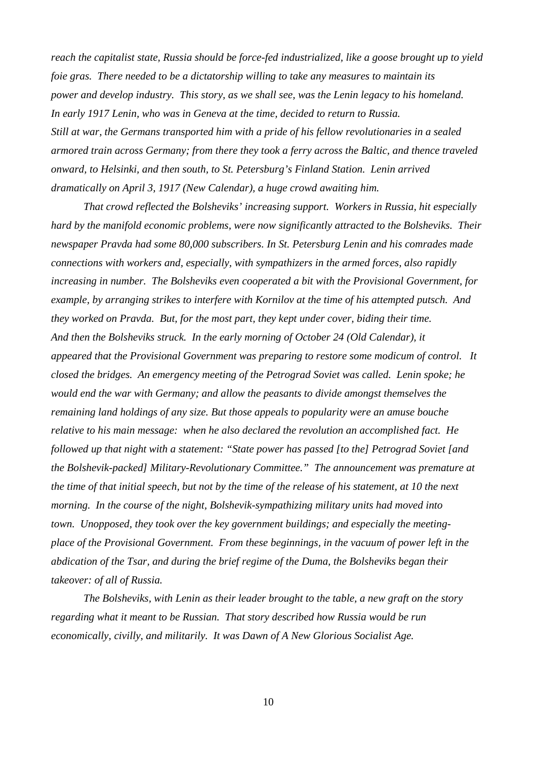*reach the capitalist state, Russia should be force-fed industrialized, like a goose brought up to yield foie gras. There needed to be a dictatorship willing to take any measures to maintain its power and develop industry. This story, as we shall see, was the Lenin legacy to his homeland. In early 1917 Lenin, who was in Geneva at the time, decided to return to Russia. Still at war, the Germans transported him with a pride of his fellow revolutionaries in a sealed armored train across Germany; from there they took a ferry across the Baltic, and thence traveled onward, to Helsinki, and then south, to St. Petersburg's Finland Station. Lenin arrived dramatically on April 3, 1917 (New Calendar), a huge crowd awaiting him.*

*That crowd reflected the Bolsheviks' increasing support. Workers in Russia, hit especially hard by the manifold economic problems, were now significantly attracted to the Bolsheviks. Their newspaper Pravda had some 80,000 subscribers. In St. Petersburg Lenin and his comrades made connections with workers and, especially, with sympathizers in the armed forces, also rapidly increasing in number. The Bolsheviks even cooperated a bit with the Provisional Government, for example, by arranging strikes to interfere with Kornilov at the time of his attempted putsch. And they worked on Pravda. But, for the most part, they kept under cover, biding their time. And then the Bolsheviks struck. In the early morning of October 24 (Old Calendar), it appeared that the Provisional Government was preparing to restore some modicum of control. It closed the bridges. An emergency meeting of the Petrograd Soviet was called. Lenin spoke; he would end the war with Germany; and allow the peasants to divide amongst themselves the remaining land holdings of any size. But those appeals to popularity were an amuse bouche relative to his main message: when he also declared the revolution an accomplished fact. He followed up that night with a statement: "State power has passed [to the] Petrograd Soviet [and the Bolshevik-packed] Military-Revolutionary Committee." The announcement was premature at the time of that initial speech, but not by the time of the release of his statement, at 10 the next morning. In the course of the night, Bolshevik-sympathizing military units had moved into town. Unopposed, they took over the key government buildings; and especially the meeting-place of the Provisional Government. From these beginnings, in the vacuum of power left in the abdication of the Tsar, and during the brief regime of the Duma, the Bolsheviks began their takeover: of all of Russia.*

*The Bolsheviks, with Lenin as their leader brought to the table, a new graft on the story regarding what it meant to be Russian. That story described how Russia would be run economically, civilly, and militarily. It was Dawn of A New Glorious Socialist Age.*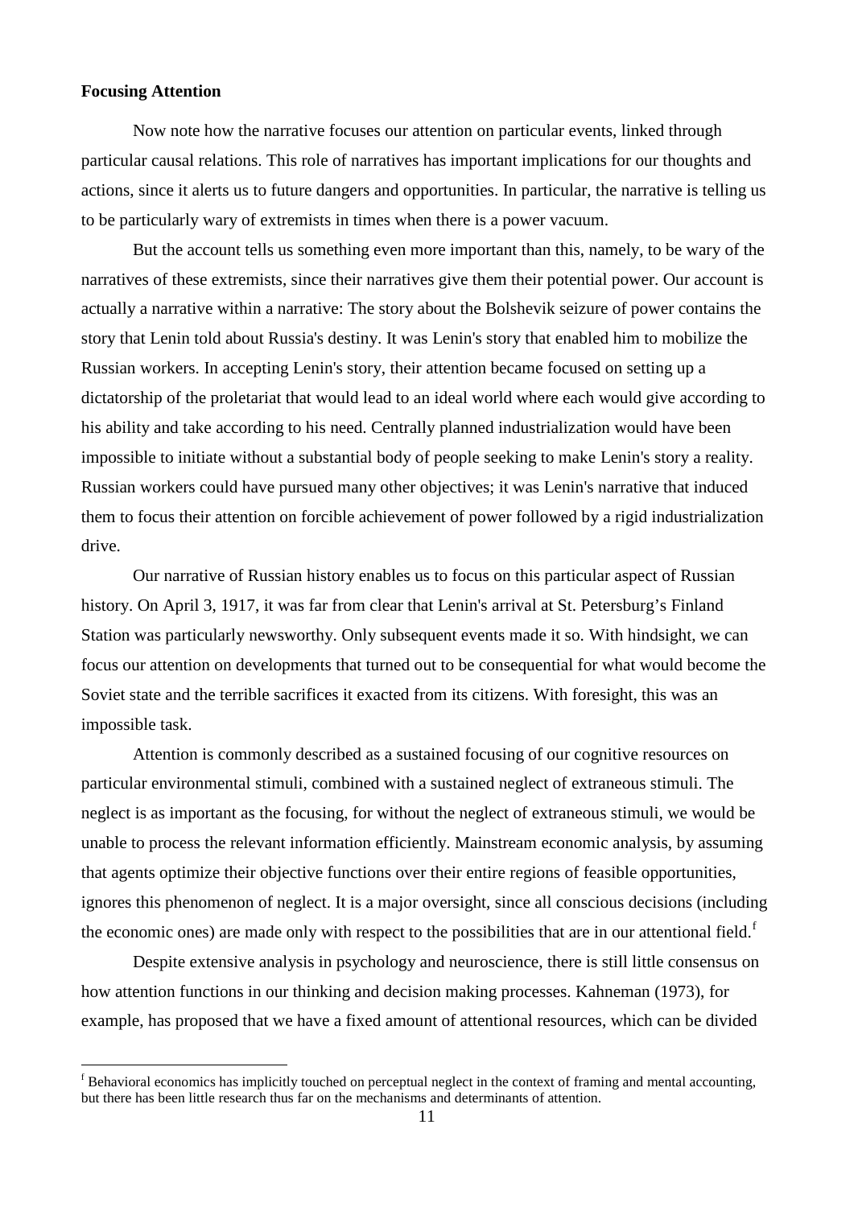**Focusing Attention**

Now note how the narrative focuses our attention on particular events, linked through particular causal relations. This role of narratives has important implications for our thoughts and actions, since it alerts us to future dangers and opportunities. In particular, the narrative is telling us to be particularly wary of extremists in times when there is a power vacuum.

But the account tells us something even more important than this, namely, to be wary of the narratives of these extremists, since their narratives give them their potential power. Our account is actually a narrative within a narrative: The story about the Bolshevik seizure of power contains the story that Lenin told about Russia's destiny. It was Lenin's story that enabled him to mobilize the Russian workers. In accepting Lenin's story, their attention became focused on setting up a dictatorship of the proletariat that would lead to an ideal world where each would give according to his ability and take according to his need. Centrally planned industrialization would have been impossible to initiate without a substantial body of people seeking to make Lenin's story a reality. Russian workers could have pursued many other objectives; it was Lenin's narrative that induced them to focus their attention on forcible achievement of power followed by a rigid industrialization drive.

Our narrative of Russian history enables us to focus on this particular aspect of Russian history. On April 3, 1917, it was far from clear that Lenin's arrival at St. Petersburg's Finland Station was particularly newsworthy. Only subsequent events made it so. With hindsight, we can focus our attention on developments that turned out to be consequential for what would become the Soviet state and the terrible sacrifices it exacted from its citizens. With foresight, this was an impossible task.

Attention is commonly described as a sustained focusing of our cognitive resources on particular environmental stimuli, combined with a sustained neglect of extraneous stimuli. The neglect is as important as the focusing, for without the neglect of extraneous stimuli, we would be unable to process the relevant information efficiently. Mainstream economic analysis, by assuming that agents optimize their objective functions over their entire regions of feasible opportunities, ignores this phenomenon of neglect. It is a major oversight, since all conscious decisions (including the economic ones) are made only with respect to the possibilities that are in our attentional field.[f]

Despite extensive analysis in psychology and neuroscience, there is still little consensus on how attention functions in our thinking and decision making processes. Kahneman (1973), for example, has proposed that we have a fixed amount of attentional resources, which can be divided

[f] Behavioral economics has implicitly touched on perceptual neglect in the context of framing and mental accounting, but there has been little research thus far on the mechanisms and determinants of attention.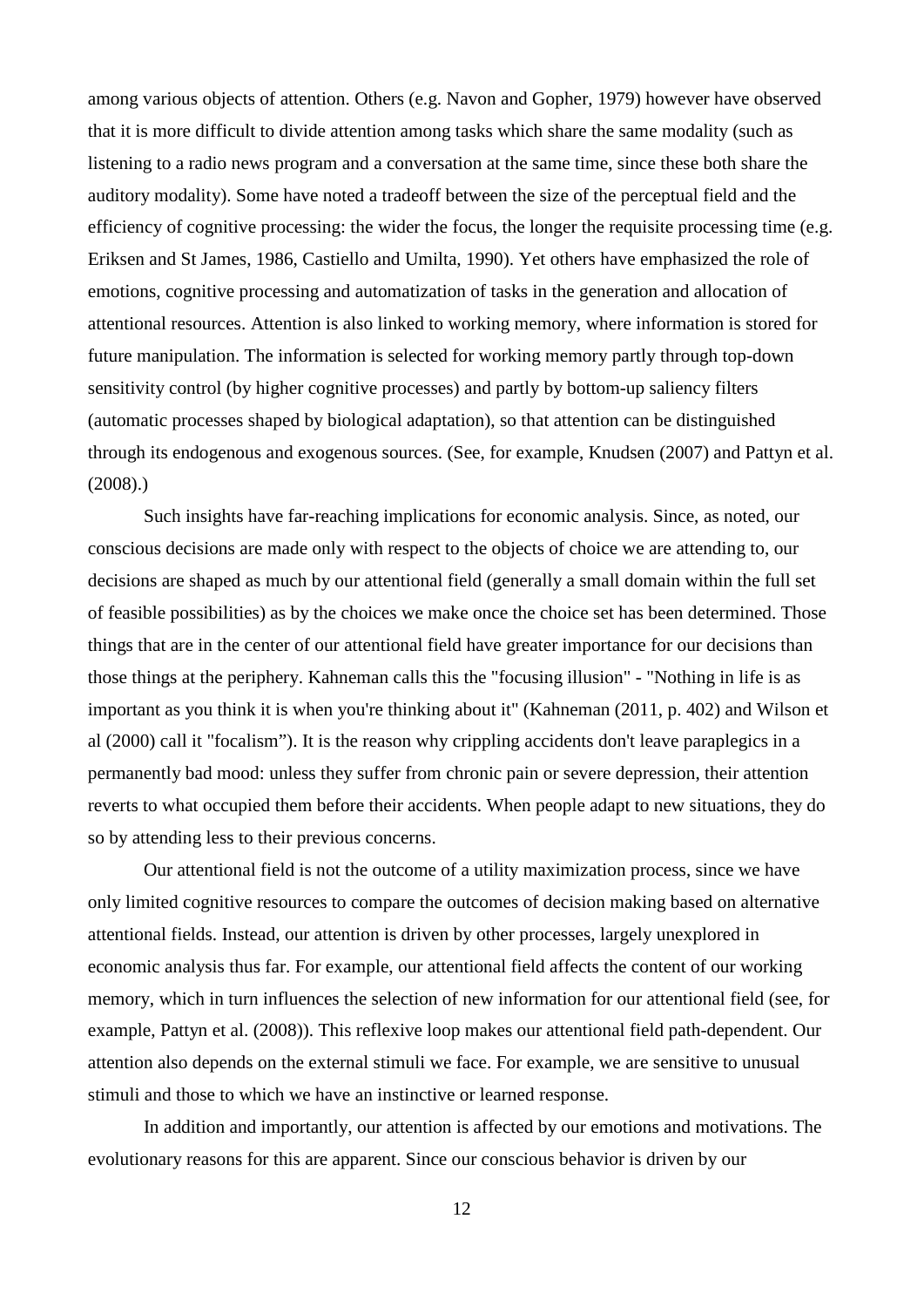among various objects of attention. Others (e.g. Navon and Gopher, 1979) however have observed that it is more difficult to divide attention among tasks which share the same modality (such as listening to a radio news program and a conversation at the same time, since these both share the auditory modality). Some have noted a tradeoff between the size of the perceptual field and the efficiency of cognitive processing: the wider the focus, the longer the requisite processing time (e.g. Eriksen and St James, 1986, Castiello and Umilta, 1990). Yet others have emphasized the role of emotions, cognitive processing and automatization of tasks in the generation and allocation of attentional resources. Attention is also linked to working memory, where information is stored for future manipulation. The information is selected for working memory partly through top-down sensitivity control (by higher cognitive processes) and partly by bottom-up saliency filters (automatic processes shaped by biological adaptation), so that attention can be distinguished through its endogenous and exogenous sources. (See, for example, Knudsen (2007) and Pattyn et al. (2008).)

Such insights have far-reaching implications for economic analysis. Since, as noted, our conscious decisions are made only with respect to the objects of choice we are attending to, our decisions are shaped as much by our attentional field (generally a small domain within the full set of feasible possibilities) as by the choices we make once the choice set has been determined. Those things that are in the center of our attentional field have greater importance for our decisions than those things at the periphery. Kahneman calls this the "focusing illusion" - "Nothing in life is as important as you think it is when you're thinking about it" (Kahneman (2011, p. 402) and Wilson et al (2000) call it "focalism"). It is the reason why crippling accidents don't leave paraplegics in a permanently bad mood: unless they suffer from chronic pain or severe depression, their attention reverts to what occupied them before their accidents. When people adapt to new situations, they do so by attending less to their previous concerns.

Our attentional field is not the outcome of a utility maximization process, since we have only limited cognitive resources to compare the outcomes of decision making based on alternative attentional fields. Instead, our attention is driven by other processes, largely unexplored in economic analysis thus far. For example, our attentional field affects the content of our working memory, which in turn influences the selection of new information for our attentional field (see, for example, Pattyn et al. (2008)). This reflexive loop makes our attentional field path-dependent. Our attention also depends on the external stimuli we face. For example, we are sensitive to unusual stimuli and those to which we have an instinctive or learned response.

In addition and importantly, our attention is affected by our emotions and motivations. The evolutionary reasons for this are apparent. Since our conscious behavior is driven by our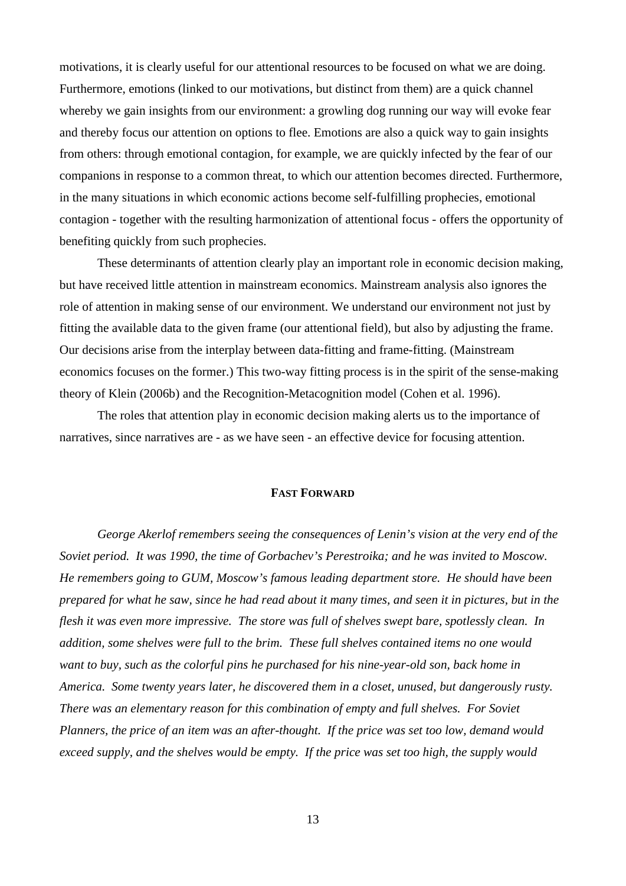motivations, it is clearly useful for our attentional resources to be focused on what we are doing. Furthermore, emotions (linked to our motivations, but distinct from them) are a quick channel whereby we gain insights from our environment: a growling dog running our way will evoke fear and thereby focus our attention on options to flee. Emotions are also a quick way to gain insights from others: through emotional contagion, for example, we are quickly infected by the fear of our companions in response to a common threat, to which our attention becomes directed. Furthermore, in the many situations in which economic actions become self-fulfilling prophecies, emotional contagion - together with the resulting harmonization of attentional focus - offers the opportunity of benefiting quickly from such prophecies.

These determinants of attention clearly play an important role in economic decision making, but have received little attention in mainstream economics. Mainstream analysis also ignores the role of attention in making sense of our environment. We understand our environment not just by fitting the available data to the given frame (our attentional field), but also by adjusting the frame. Our decisions arise from the interplay between data-fitting and frame-fitting. (Mainstream economics focuses on the former.) This two-way fitting process is in the spirit of the sense-making theory of Klein (2006b) and the Recognition-Metacognition model (Cohen et al. 1996).

The roles that attention play in economic decision making alerts us to the importance of narratives, since narratives are - as we have seen - an effective device for focusing attention.

## FAST FORWARD

*George Akerlof remembers seeing the consequences of Lenin's vision at the very end of the Soviet period. It was 1990, the time of Gorbachev's Perestroika; and he was invited to Moscow. He remembers going to GUM, Moscow's famous leading department store. He should have been prepared for what he saw, since he had read about it many times, and seen it in pictures, but in the flesh it was even more impressive. The store was full of shelves swept bare, spotlessly clean. In addition, some shelves were full to the brim. These full shelves contained items no one would want to buy, such as the colorful pins he purchased for his nine-year-old son, back home in America. Some twenty years later, he discovered them in a closet, unused, but dangerously rusty. There was an elementary reason for this combination of empty and full shelves. For Soviet Planners, the price of an item was an after-thought. If the price was set too low, demand would exceed supply, and the shelves would be empty. If the price was set too high, the supply would*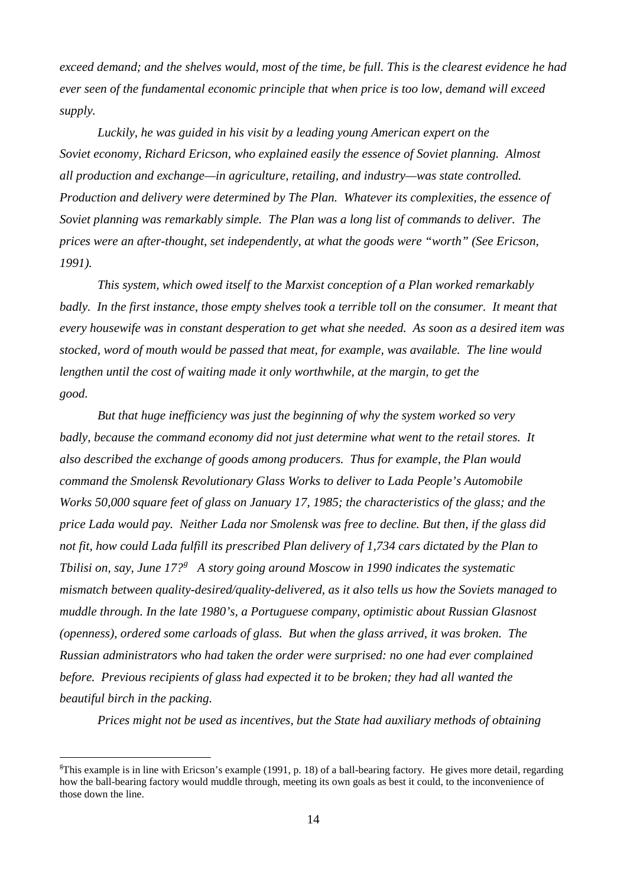*exceed demand; and the shelves would, most of the time, be full. This is the clearest evidence he had ever seen of the fundamental economic principle that when price is too low, demand will exceed supply.*

*Luckily, he was guided in his visit by a leading young American expert on the Soviet economy, Richard Ericson, who explained easily the essence of Soviet planning. Almost all production and exchange—in agriculture, retailing, and industry—was state controlled. Production and delivery were determined by The Plan. Whatever its complexities, the essence of Soviet planning was remarkably simple. The Plan was a long list of commands to deliver. The prices were an after-thought, set independently, at what the goods were "worth" (See Ericson, 1991).*

*This system, which owed itself to the Marxist conception of a Plan worked remarkably badly. In the first instance, those empty shelves took a terrible toll on the consumer. It meant that every housewife was in constant desperation to get what she needed. As soon as a desired item was stocked, word of mouth would be passed that meat, for example, was available. The line would lengthen until the cost of waiting made it only worthwhile, at the margin, to get the good.*

*But that huge inefficiency was just the beginning of why the system worked so very badly, because the command economy did not just determine what went to the retail stores. It also described the exchange of goods among producers. Thus for example, the Plan would command the Smolensk Revolutionary Glass Works to deliver to Lada People's Automobile Works 50,000 square feet of glass on January 17, 1985; the characteristics of the glass; and the price Lada would pay. Neither Lada nor Smolensk was free to decline. But then, if the glass did not fit, how could Lada fulfill its prescribed Plan delivery of 1,734 cars dictated by the Plan to Tbilisi on, say, June 17?*[9] *A story going around Moscow in 1990 indicates the systematic mismatch between quality-desired/quality-delivered, as it also tells us how the Soviets managed to muddle through. In the late 1980's, a Portuguese company, optimistic about Russian Glasnost (openness), ordered some carloads of glass. But when the glass arrived, it was broken. The Russian administrators who had taken the order were surprised: no one had ever complained before. Previous recipients of glass had expected it to be broken; they had all wanted the beautiful birch in the packing.*

*Prices might not be used as incentives, but the State had auxiliary methods of obtaining*

---

[9] This example is in line with Ericson's example (1991, p. 18) of a ball-bearing factory. He gives more detail, regarding how the ball-bearing factory would muddle through, meeting its own goals as best it could, to the inconvenience of those down the line.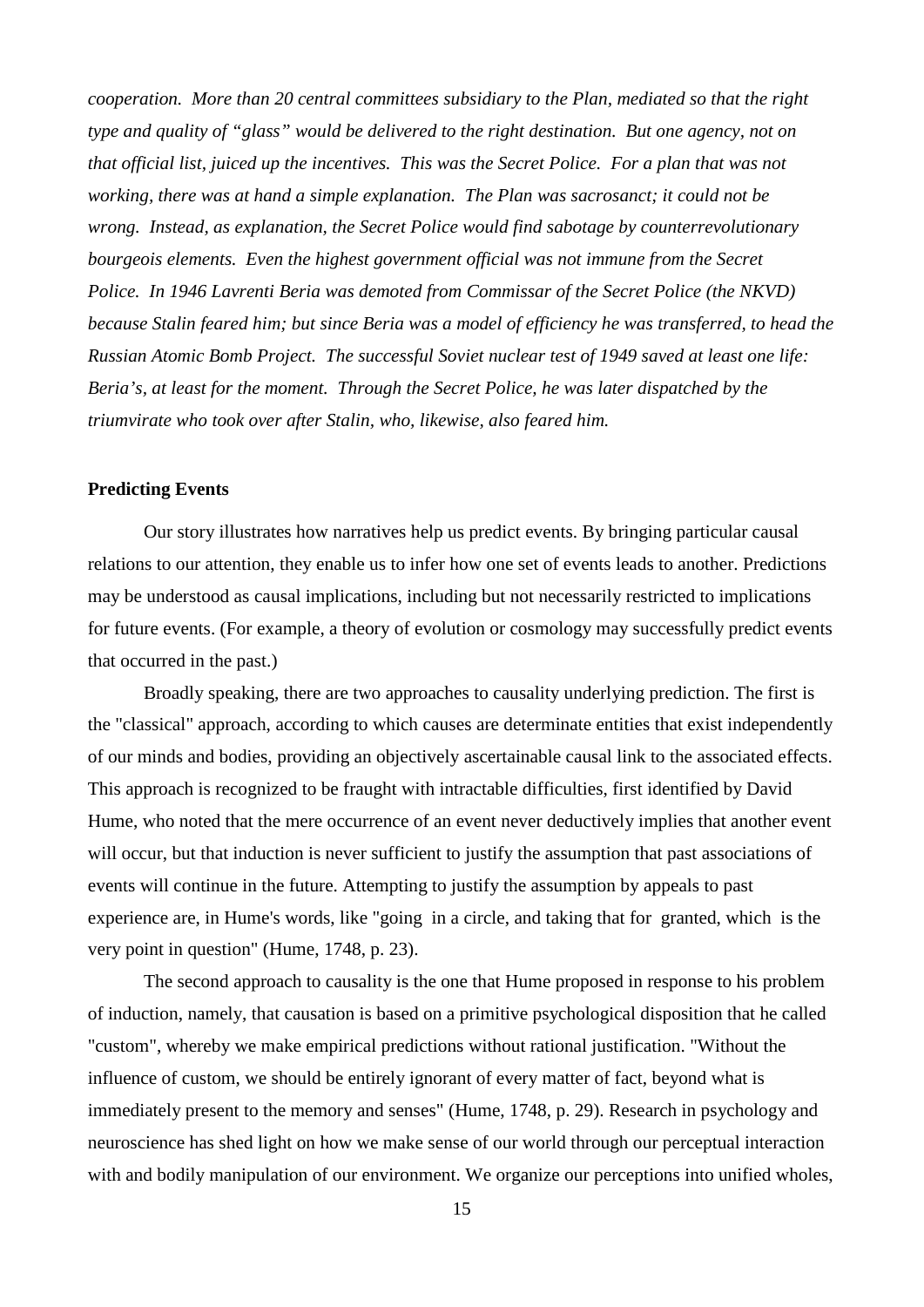*cooperation. More than 20 central committees subsidiary to the Plan, mediated so that the right type and quality of "glass" would be delivered to the right destination. But one agency, not on that official list, juiced up the incentives. This was the Secret Police. For a plan that was not working, there was at hand a simple explanation. The Plan was sacrosanct; it could not be wrong. Instead, as explanation, the Secret Police would find sabotage by counterrevolutionary bourgeois elements. Even the highest government official was not immune from the Secret Police. In 1946 Lavrenti Beria was demoted from Commissar of the Secret Police (the NKVD) because Stalin feared him; but since Beria was a model of efficiency he was transferred, to head the Russian Atomic Bomb Project. The successful Soviet nuclear test of 1949 saved at least one life: Beria's, at least for the moment. Through the Secret Police, he was later dispatched by the triumvirate who took over after Stalin, who, likewise, also feared him.*

**Predicting Events**

Our story illustrates how narratives help us predict events. By bringing particular causal relations to our attention, they enable us to infer how one set of events leads to another. Predictions may be understood as causal implications, including but not necessarily restricted to implications for future events. (For example, a theory of evolution or cosmology may successfully predict events that occurred in the past.)

Broadly speaking, there are two approaches to causality underlying prediction. The first is the "classical" approach, according to which causes are determinate entities that exist independently of our minds and bodies, providing an objectively ascertainable causal link to the associated effects. This approach is recognized to be fraught with intractable difficulties, first identified by David Hume, who noted that the mere occurrence of an event never deductively implies that another event will occur, but that induction is never sufficient to justify the assumption that past associations of events will continue in the future. Attempting to justify the assumption by appeals to past experience are, in Hume's words, like "going in a circle, and taking that for granted, which is the very point in question" (Hume, 1748, p. 23).

The second approach to causality is the one that Hume proposed in response to his problem of induction, namely, that causation is based on a primitive psychological disposition that he called "custom", whereby we make empirical predictions without rational justification. "Without the influence of custom, we should be entirely ignorant of every matter of fact, beyond what is immediately present to the memory and senses" (Hume, 1748, p. 29). Research in psychology and neuroscience has shed light on how we make sense of our world through our perceptual interaction with and bodily manipulation of our environment. We organize our perceptions into unified wholes,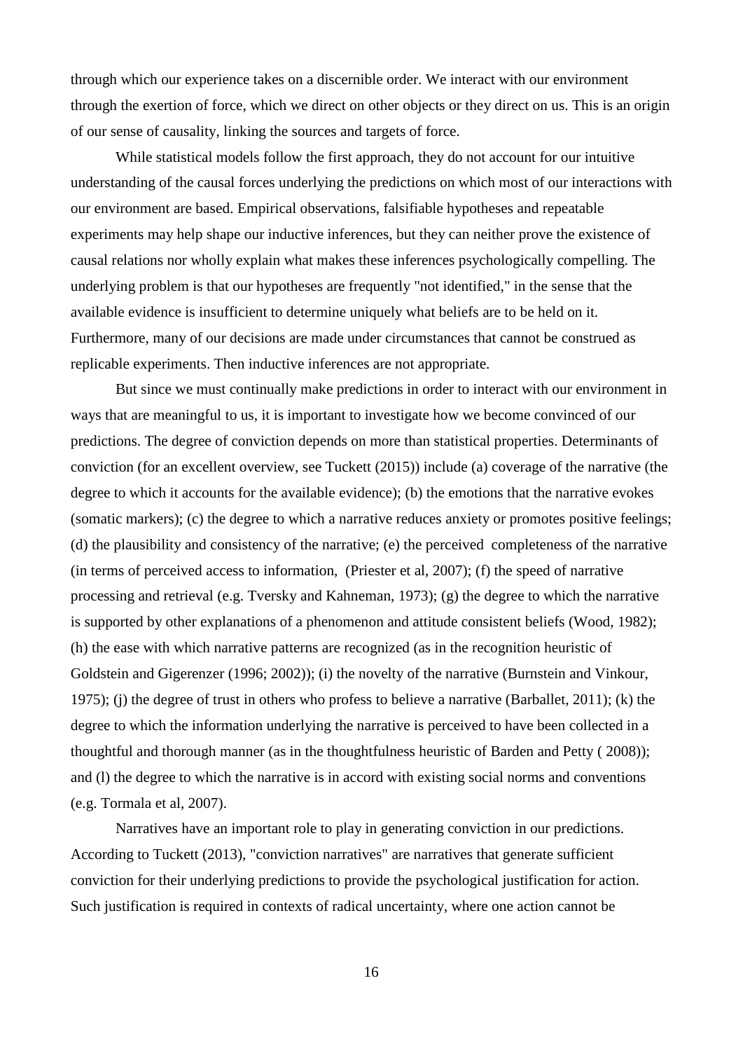through which our experience takes on a discernible order. We interact with our environment through the exertion of force, which we direct on other objects or they direct on us. This is an origin of our sense of causality, linking the sources and targets of force.

While statistical models follow the first approach, they do not account for our intuitive understanding of the causal forces underlying the predictions on which most of our interactions with our environment are based. Empirical observations, falsifiable hypotheses and repeatable experiments may help shape our inductive inferences, but they can neither prove the existence of causal relations nor wholly explain what makes these inferences psychologically compelling. The underlying problem is that our hypotheses are frequently "not identified," in the sense that the available evidence is insufficient to determine uniquely what beliefs are to be held on it. Furthermore, many of our decisions are made under circumstances that cannot be construed as replicable experiments. Then inductive inferences are not appropriate.

But since we must continually make predictions in order to interact with our environment in ways that are meaningful to us, it is important to investigate how we become convinced of our predictions. The degree of conviction depends on more than statistical properties. Determinants of conviction (for an excellent overview, see Tuckett (2015)) include (a) coverage of the narrative (the degree to which it accounts for the available evidence); (b) the emotions that the narrative evokes (somatic markers); (c) the degree to which a narrative reduces anxiety or promotes positive feelings; (d) the plausibility and consistency of the narrative; (e) the perceived completeness of the narrative (in terms of perceived access to information, (Priester et al, 2007); (f) the speed of narrative processing and retrieval (e.g. Tversky and Kahneman, 1973); (g) the degree to which the narrative is supported by other explanations of a phenomenon and attitude consistent beliefs (Wood, 1982); (h) the ease with which narrative patterns are recognized (as in the recognition heuristic of Goldstein and Gigerenzer (1996; 2002)); (i) the novelty of the narrative (Burnstein and Vinkour, 1975); (j) the degree of trust in others who profess to believe a narrative (Barballet, 2011); (k) the degree to which the information underlying the narrative is perceived to have been collected in a thoughtful and thorough manner (as in the thoughtfulness heuristic of Barden and Petty ( 2008)); and (l) the degree to which the narrative is in accord with existing social norms and conventions (e.g. Tormala et al, 2007).

Narratives have an important role to play in generating conviction in our predictions. According to Tuckett (2013), "conviction narratives" are narratives that generate sufficient conviction for their underlying predictions to provide the psychological justification for action. Such justification is required in contexts of radical uncertainty, where one action cannot be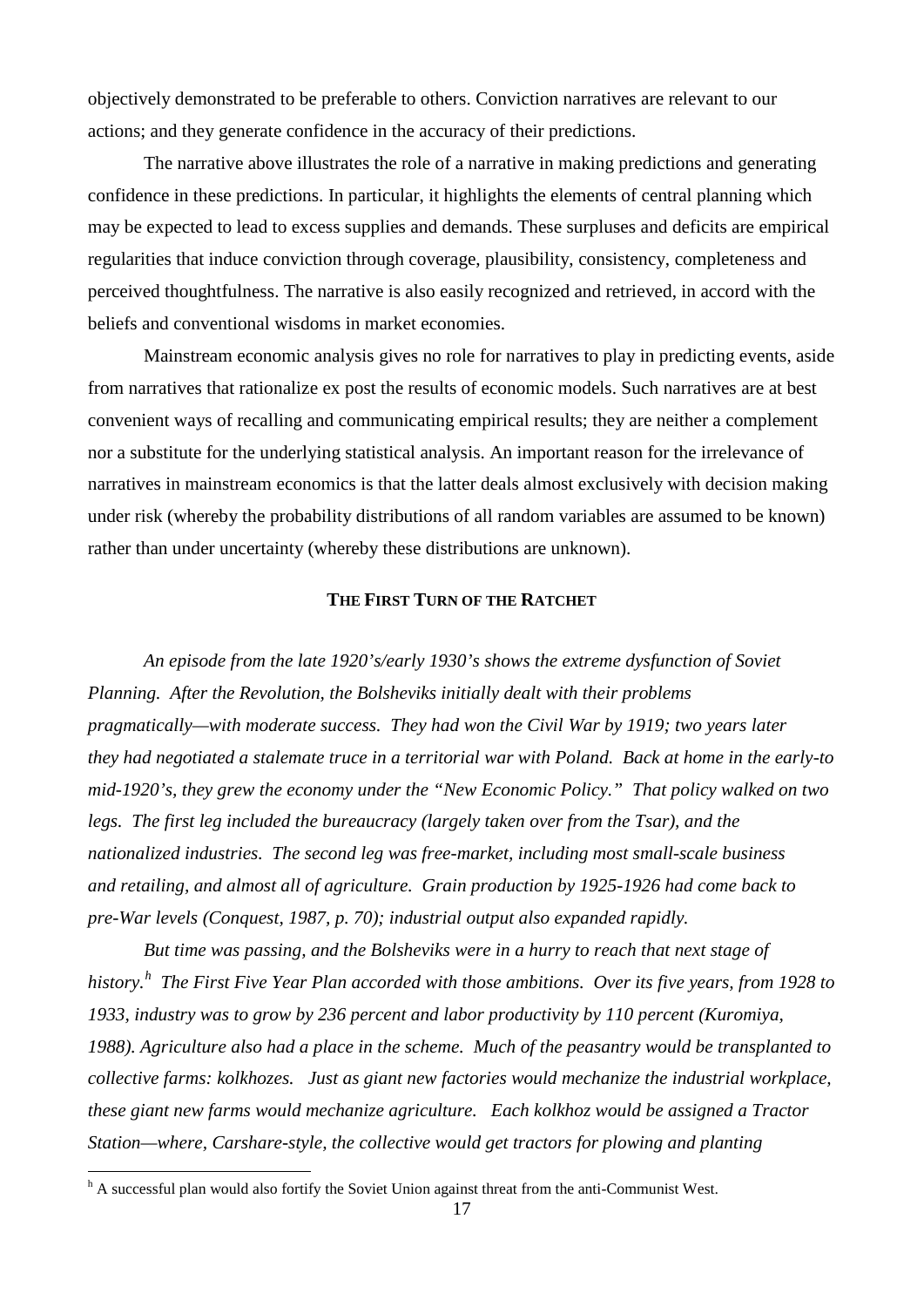objectively demonstrated to be preferable to others. Conviction narratives are relevant to our actions; and they generate confidence in the accuracy of their predictions.

The narrative above illustrates the role of a narrative in making predictions and generating confidence in these predictions. In particular, it highlights the elements of central planning which may be expected to lead to excess supplies and demands. These surpluses and deficits are empirical regularities that induce conviction through coverage, plausibility, consistency, completeness and perceived thoughtfulness. The narrative is also easily recognized and retrieved, in accord with the beliefs and conventional wisdoms in market economies.

Mainstream economic analysis gives no role for narratives to play in predicting events, aside from narratives that rationalize ex post the results of economic models. Such narratives are at best convenient ways of recalling and communicating empirical results; they are neither a complement nor a substitute for the underlying statistical analysis. An important reason for the irrelevance of narratives in mainstream economics is that the latter deals almost exclusively with decision making under risk (whereby the probability distributions of all random variables are assumed to be known) rather than under uncertainty (whereby these distributions are unknown).

## THE FIRST TURN OF THE RATCHET

*An episode from the late 1920's/early 1930's shows the extreme dysfunction of Soviet Planning. After the Revolution, the Bolsheviks initially dealt with their problems pragmatically—with moderate success. They had won the Civil War by 1919; two years later they had negotiated a stalemate truce in a territorial war with Poland. Back at home in the early-to mid-1920's, they grew the economy under the "New Economic Policy." That policy walked on two legs. The first leg included the bureaucracy (largely taken over from the Tsar), and the nationalized industries. The second leg was free-market, including most small-scale business and retailing, and almost all of agriculture. Grain production by 1925-1926 had come back to pre-War levels (Conquest, 1987, p. 70); industrial output also expanded rapidly.*

*But time was passing, and the Bolsheviks were in a hurry to reach that next stage of history.[h] The First Five Year Plan accorded with those ambitions. Over its five years, from 1928 to 1933, industry was to grow by 236 percent and labor productivity by 110 percent (Kuromiya, 1988). Agriculture also had a place in the scheme. Much of the peasantry would be transplanted to collective farms: kolkhozes. Just as giant new factories would mechanize the industrial workplace, these giant new farms would mechanize agriculture. Each kolkhoz would be assigned a Tractor Station—where, Carshare-style, the collective would get tractors for plowing and planting*

[h] A successful plan would also fortify the Soviet Union against threat from the anti-Communist West.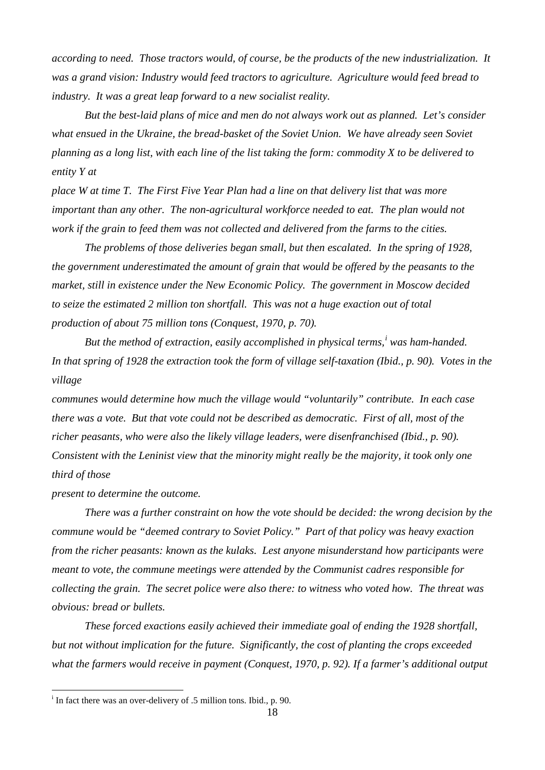*according to need. Those tractors would, of course, be the products of the new industrialization. It was a grand vision: Industry would feed tractors to agriculture. Agriculture would feed bread to industry. It was a great leap forward to a new socialist reality.*

*But the best-laid plans of mice and men do not always work out as planned. Let's consider what ensued in the Ukraine, the bread-basket of the Soviet Union. We have already seen Soviet planning as a long list, with each line of the list taking the form: commodity X to be delivered to entity Y at place W at time T. The First Five Year Plan had a line on that delivery list that was more important than any other. The non-agricultural workforce needed to eat. The plan would not work if the grain to feed them was not collected and delivered from the farms to the cities.*

*The problems of those deliveries began small, but then escalated. In the spring of 1928, the government underestimated the amount of grain that would be offered by the peasants to the market, still in existence under the New Economic Policy. The government in Moscow decided to seize the estimated 2 million ton shortfall. This was not a huge exaction out of total production of about 75 million tons (Conquest, 1970, p. 70).*

*But the method of extraction, easily accomplished in physical terms,[i] was ham-handed. In that spring of 1928 the extraction took the form of village self-taxation (Ibid., p. 90). Votes in the village communes would determine how much the village would "voluntarily" contribute. In each case there was a vote. But that vote could not be described as democratic. First of all, most of the richer peasants, who were also the likely village leaders, were disenfranchised (Ibid., p. 90). Consistent with the Leninist view that the minority might really be the majority, it took only one third of those present to determine the outcome.*

*There was a further constraint on how the vote should be decided: the wrong decision by the commune would be "deemed contrary to Soviet Policy." Part of that policy was heavy exaction from the richer peasants: known as the kulaks. Lest anyone misunderstand how participants were meant to vote, the commune meetings were attended by the Communist cadres responsible for collecting the grain. The secret police were also there: to witness who voted how. The threat was obvious: bread or bullets.*

*These forced exactions easily achieved their immediate goal of ending the 1928 shortfall, but not without implication for the future. Significantly, the cost of planting the crops exceeded what the farmers would receive in payment (Conquest, 1970, p. 92). If a farmer's additional output*

[i] In fact there was an over-delivery of .5 million tons. Ibid., p. 90.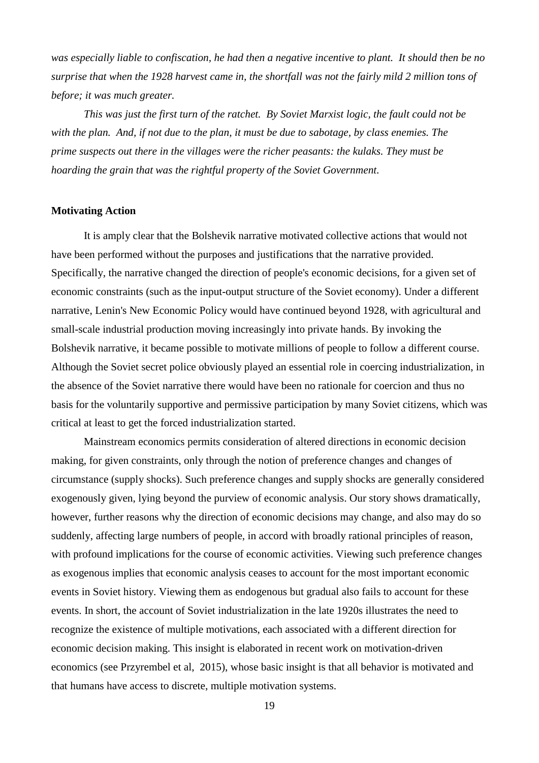*was especially liable to confiscation, he had then a negative incentive to plant. It should then be no surprise that when the 1928 harvest came in, the shortfall was not the fairly mild 2 million tons of before; it was much greater.*

*This was just the first turn of the ratchet. By Soviet Marxist logic, the fault could not be with the plan. And, if not due to the plan, it must be due to sabotage, by class enemies. The prime suspects out there in the villages were the richer peasants: the kulaks. They must be hoarding the grain that was the rightful property of the Soviet Government.*

**Motivating Action**

It is amply clear that the Bolshevik narrative motivated collective actions that would not have been performed without the purposes and justifications that the narrative provided. Specifically, the narrative changed the direction of people's economic decisions, for a given set of economic constraints (such as the input-output structure of the Soviet economy). Under a different narrative, Lenin's New Economic Policy would have continued beyond 1928, with agricultural and small-scale industrial production moving increasingly into private hands. By invoking the Bolshevik narrative, it became possible to motivate millions of people to follow a different course. Although the Soviet secret police obviously played an essential role in coercing industrialization, in the absence of the Soviet narrative there would have been no rationale for coercion and thus no basis for the voluntarily supportive and permissive participation by many Soviet citizens, which was critical at least to get the forced industrialization started.

Mainstream economics permits consideration of altered directions in economic decision making, for given constraints, only through the notion of preference changes and changes of circumstance (supply shocks). Such preference changes and supply shocks are generally considered exogenously given, lying beyond the purview of economic analysis. Our story shows dramatically, however, further reasons why the direction of economic decisions may change, and also may do so suddenly, affecting large numbers of people, in accord with broadly rational principles of reason, with profound implications for the course of economic activities. Viewing such preference changes as exogenous implies that economic analysis ceases to account for the most important economic events in Soviet history. Viewing them as endogenous but gradual also fails to account for these events. In short, the account of Soviet industrialization in the late 1920s illustrates the need to recognize the existence of multiple motivations, each associated with a different direction for economic decision making. This insight is elaborated in recent work on motivation-driven economics (see Przyrembel et al, 2015), whose basic insight is that all behavior is motivated and that humans have access to discrete, multiple motivation systems.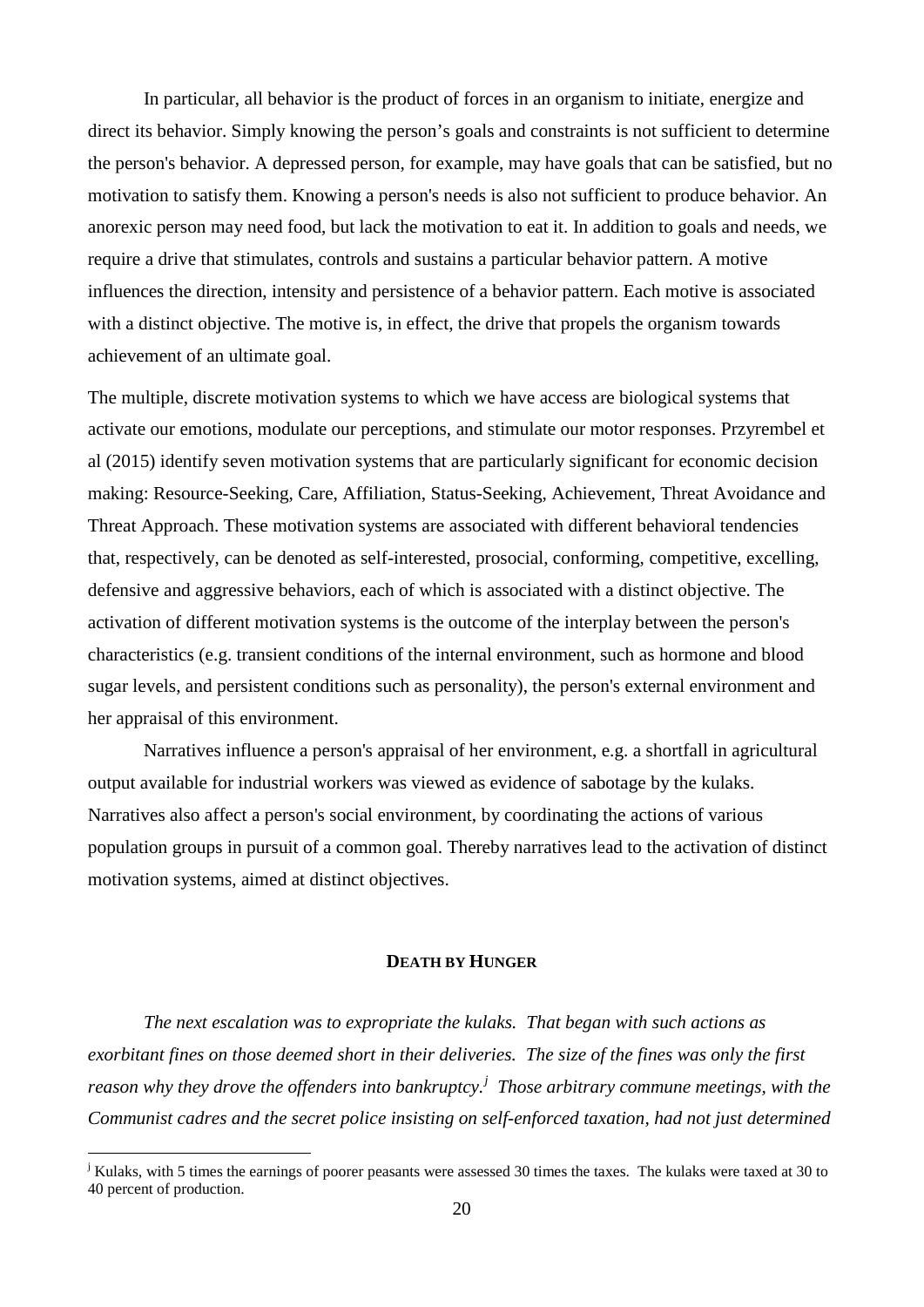In particular, all behavior is the product of forces in an organism to initiate, energize and direct its behavior. Simply knowing the person's goals and constraints is not sufficient to determine the person's behavior. A depressed person, for example, may have goals that can be satisfied, but no motivation to satisfy them. Knowing a person's needs is also not sufficient to produce behavior. An anorexic person may need food, but lack the motivation to eat it. In addition to goals and needs, we require a drive that stimulates, controls and sustains a particular behavior pattern. A motive influences the direction, intensity and persistence of a behavior pattern. Each motive is associated with a distinct objective. The motive is, in effect, the drive that propels the organism towards achievement of an ultimate goal.

The multiple, discrete motivation systems to which we have access are biological systems that activate our emotions, modulate our perceptions, and stimulate our motor responses. Przyrembel et al (2015) identify seven motivation systems that are particularly significant for economic decision making: Resource-Seeking, Care, Affiliation, Status-Seeking, Achievement, Threat Avoidance and Threat Approach. These motivation systems are associated with different behavioral tendencies that, respectively, can be denoted as self-interested, prosocial, conforming, competitive, excelling, defensive and aggressive behaviors, each of which is associated with a distinct objective. The activation of different motivation systems is the outcome of the interplay between the person's characteristics (e.g. transient conditions of the internal environment, such as hormone and blood sugar levels, and persistent conditions such as personality), the person's external environment and her appraisal of this environment.

Narratives influence a person's appraisal of her environment, e.g. a shortfall in agricultural output available for industrial workers was viewed as evidence of sabotage by the kulaks. Narratives also affect a person's social environment, by coordinating the actions of various population groups in pursuit of a common goal. Thereby narratives lead to the activation of distinct motivation systems, aimed at distinct objectives.

## DEATH BY HUNGER

*The next escalation was to expropriate the kulaks. That began with such actions as exorbitant fines on those deemed short in their deliveries. The size of the fines was only the first reason why they drove the offenders into bankruptcy.*[j] *Those arbitrary commune meetings, with the Communist cadres and the secret police insisting on self-enforced taxation, had not just determined*

[j] Kulaks, with 5 times the earnings of poorer peasants were assessed 30 times the taxes. The kulaks were taxed at 30 to 40 percent of production.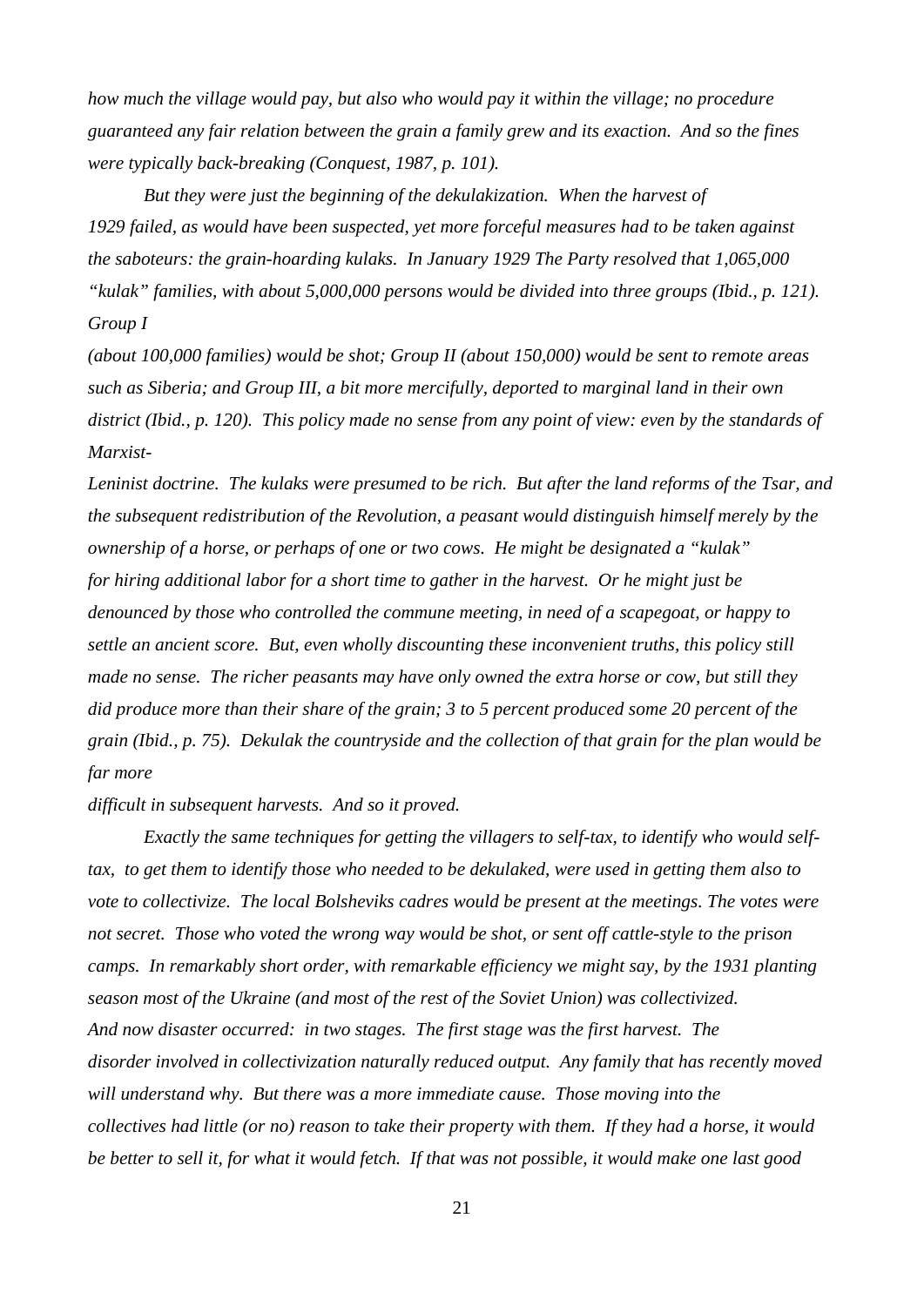*how much the village would pay, but also who would pay it within the village; no procedure guaranteed any fair relation between the grain a family grew and its exaction. And so the fines were typically back-breaking (Conquest, 1987, p. 101).*

*But they were just the beginning of the dekulakization. When the harvest of 1929 failed, as would have been suspected, yet more forceful measures had to be taken against the saboteurs: the grain-hoarding kulaks. In January 1929 The Party resolved that 1,065,000 "kulak" families, with about 5,000,000 persons would be divided into three groups (Ibid., p. 121). Group I (about 100,000 families) would be shot; Group II (about 150,000) would be sent to remote areas such as Siberia; and Group III, a bit more mercifully, deported to marginal land in their own district (Ibid., p. 120). This policy made no sense from any point of view: even by the standards of Marxist-Leninist doctrine. The kulaks were presumed to be rich. But after the land reforms of the Tsar, and the subsequent redistribution of the Revolution, a peasant would distinguish himself merely by the ownership of a horse, or perhaps of one or two cows. He might be designated a "kulak" for hiring additional labor for a short time to gather in the harvest. Or he might just be denounced by those who controlled the commune meeting, in need of a scapegoat, or happy to settle an ancient score. But, even wholly discounting these inconvenient truths, this policy still made no sense. The richer peasants may have only owned the extra horse or cow, but still they did produce more than their share of the grain; 3 to 5 percent produced some 20 percent of the grain (Ibid., p. 75). Dekulak the countryside and the collection of that grain for the plan would be far more difficult in subsequent harvests. And so it proved.*

*Exactly the same techniques for getting the villagers to self-tax, to identify who would self-tax, to get them to identify those who needed to be dekulaked, were used in getting them also to vote to collectivize. The local Bolsheviks cadres would be present at the meetings. The votes were not secret. Those who voted the wrong way would be shot, or sent off cattle-style to the prison camps. In remarkably short order, with remarkable efficiency we might say, by the 1931 planting season most of the Ukraine (and most of the rest of the Soviet Union) was collectivized. And now disaster occurred: in two stages. The first stage was the first harvest. The disorder involved in collectivization naturally reduced output. Any family that has recently moved will understand why. But there was a more immediate cause. Those moving into the collectives had little (or no) reason to take their property with them. If they had a horse, it would be better to sell it, for what it would fetch. If that was not possible, it would make one last good*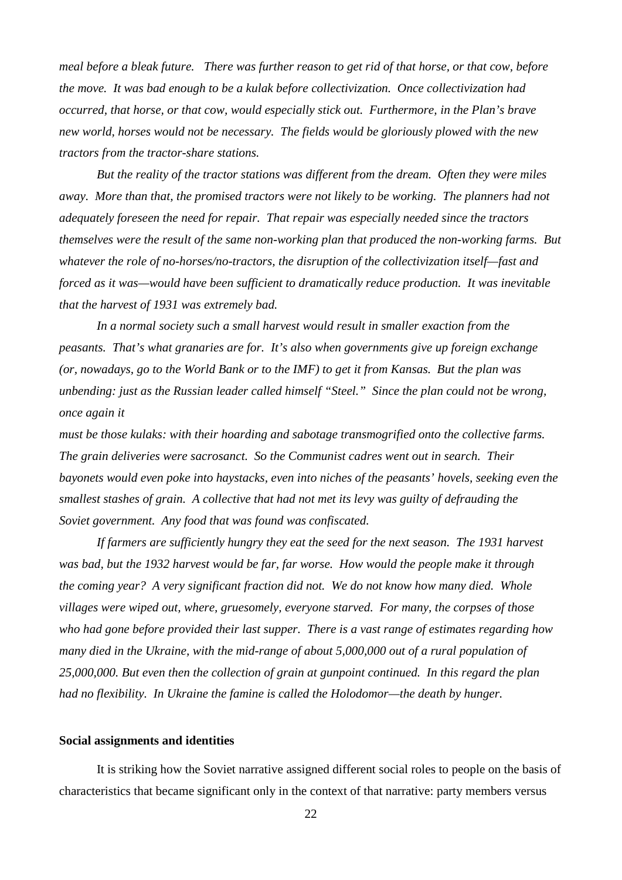*meal before a bleak future. There was further reason to get rid of that horse, or that cow, before the move. It was bad enough to be a kulak before collectivization. Once collectivization had occurred, that horse, or that cow, would especially stick out. Furthermore, in the Plan's brave new world, horses would not be necessary. The fields would be gloriously plowed with the new tractors from the tractor-share stations.*

*But the reality of the tractor stations was different from the dream. Often they were miles away. More than that, the promised tractors were not likely to be working. The planners had not adequately foreseen the need for repair. That repair was especially needed since the tractors themselves were the result of the same non-working plan that produced the non-working farms. But whatever the role of no-horses/no-tractors, the disruption of the collectivization itself—fast and forced as it was—would have been sufficient to dramatically reduce production. It was inevitable that the harvest of 1931 was extremely bad.*

*In a normal society such a small harvest would result in smaller exaction from the peasants. That's what granaries are for. It's also when governments give up foreign exchange (or, nowadays, go to the World Bank or to the IMF) to get it from Kansas. But the plan was unbending: just as the Russian leader called himself "Steel." Since the plan could not be wrong, once again it must be those kulaks: with their hoarding and sabotage transmogrified onto the collective farms. The grain deliveries were sacrosanct. So the Communist cadres went out in search. Their bayonets would even poke into haystacks, even into niches of the peasants' hovels, seeking even the smallest stashes of grain. A collective that had not met its levy was guilty of defrauding the Soviet government. Any food that was found was confiscated.*

*If farmers are sufficiently hungry they eat the seed for the next season. The 1931 harvest was bad, but the 1932 harvest would be far, far worse. How would the people make it through the coming year? A very significant fraction did not. We do not know how many died. Whole villages were wiped out, where, gruesomely, everyone starved. For many, the corpses of those who had gone before provided their last supper. There is a vast range of estimates regarding how many died in the Ukraine, with the mid-range of about 5,000,000 out of a rural population of 25,000,000. But even then the collection of grain at gunpoint continued. In this regard the plan had no flexibility. In Ukraine the famine is called the Holodomor—the death by hunger.*

### Social assignments and identities

It is striking how the Soviet narrative assigned different social roles to people on the basis of characteristics that became significant only in the context of that narrative: party members versus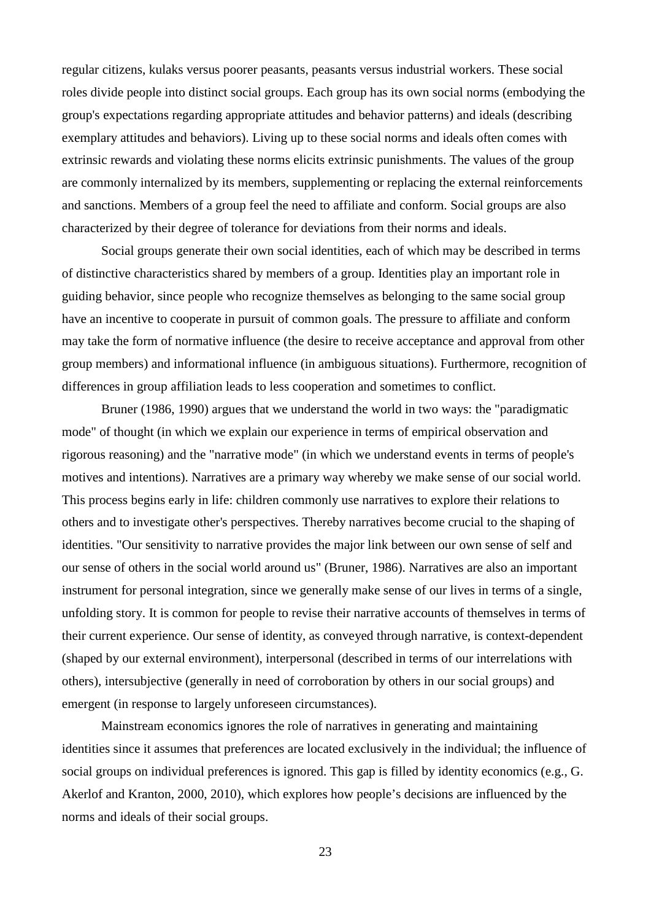regular citizens, kulaks versus poorer peasants, peasants versus industrial workers. These social roles divide people into distinct social groups. Each group has its own social norms (embodying the group's expectations regarding appropriate attitudes and behavior patterns) and ideals (describing exemplary attitudes and behaviors). Living up to these social norms and ideals often comes with extrinsic rewards and violating these norms elicits extrinsic punishments. The values of the group are commonly internalized by its members, supplementing or replacing the external reinforcements and sanctions. Members of a group feel the need to affiliate and conform. Social groups are also characterized by their degree of tolerance for deviations from their norms and ideals.

Social groups generate their own social identities, each of which may be described in terms of distinctive characteristics shared by members of a group. Identities play an important role in guiding behavior, since people who recognize themselves as belonging to the same social group have an incentive to cooperate in pursuit of common goals. The pressure to affiliate and conform may take the form of normative influence (the desire to receive acceptance and approval from other group members) and informational influence (in ambiguous situations). Furthermore, recognition of differences in group affiliation leads to less cooperation and sometimes to conflict.

Bruner (1986, 1990) argues that we understand the world in two ways: the "paradigmatic mode" of thought (in which we explain our experience in terms of empirical observation and rigorous reasoning) and the "narrative mode" (in which we understand events in terms of people's motives and intentions). Narratives are a primary way whereby we make sense of our social world. This process begins early in life: children commonly use narratives to explore their relations to others and to investigate other's perspectives. Thereby narratives become crucial to the shaping of identities. "Our sensitivity to narrative provides the major link between our own sense of self and our sense of others in the social world around us" (Bruner, 1986). Narratives are also an important instrument for personal integration, since we generally make sense of our lives in terms of a single, unfolding story. It is common for people to revise their narrative accounts of themselves in terms of their current experience. Our sense of identity, as conveyed through narrative, is context-dependent (shaped by our external environment), interpersonal (described in terms of our interrelations with others), intersubjective (generally in need of corroboration by others in our social groups) and emergent (in response to largely unforeseen circumstances).

Mainstream economics ignores the role of narratives in generating and maintaining identities since it assumes that preferences are located exclusively in the individual; the influence of social groups on individual preferences is ignored. This gap is filled by identity economics (e.g., G. Akerlof and Kranton, 2000, 2010), which explores how people’s decisions are influenced by the norms and ideals of their social groups.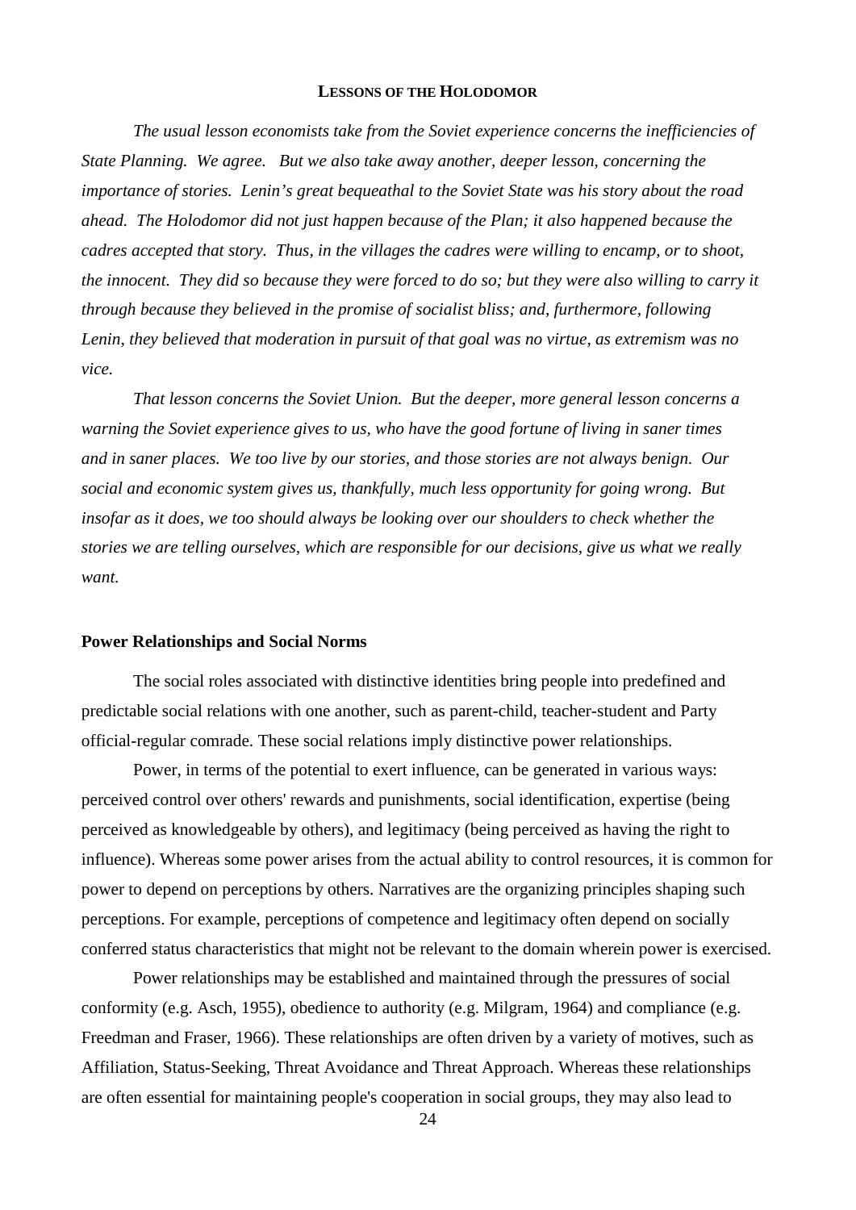**Lessons of the Holodomor**

*The usual lesson economists take from the Soviet experience concerns the inefficiencies of State Planning. We agree. But we also take away another, deeper lesson, concerning the importance of stories. Lenin's great bequeathal to the Soviet State was his story about the road ahead. The Holodomor did not just happen because of the Plan; it also happened because the cadres accepted that story. Thus, in the villages the cadres were willing to encamp, or to shoot, the innocent. They did so because they were forced to do so; but they were also willing to carry it through because they believed in the promise of socialist bliss; and, furthermore, following Lenin, they believed that moderation in pursuit of that goal was no virtue, as extremism was no vice.*

*That lesson concerns the Soviet Union. But the deeper, more general lesson concerns a warning the Soviet experience gives to us, who have the good fortune of living in saner times and in saner places. We too live by our stories, and those stories are not always benign. Our social and economic system gives us, thankfully, much less opportunity for going wrong. But insofar as it does, we too should always be looking over our shoulders to check whether the stories we are telling ourselves, which are responsible for our decisions, give us what we really want.*

## Power Relationships and Social Norms

The social roles associated with distinctive identities bring people into predefined and predictable social relations with one another, such as parent-child, teacher-student and Party official-regular comrade. These social relations imply distinctive power relationships.

Power, in terms of the potential to exert influence, can be generated in various ways: perceived control over others' rewards and punishments, social identification, expertise (being perceived as knowledgeable by others), and legitimacy (being perceived as having the right to influence). Whereas some power arises from the actual ability to control resources, it is common for power to depend on perceptions by others. Narratives are the organizing principles shaping such perceptions. For example, perceptions of competence and legitimacy often depend on socially conferred status characteristics that might not be relevant to the domain wherein power is exercised.

Power relationships may be established and maintained through the pressures of social conformity (e.g. Asch, 1955), obedience to authority (e.g. Milgram, 1964) and compliance (e.g. Freedman and Fraser, 1966). These relationships are often driven by a variety of motives, such as Affiliation, Status-Seeking, Threat Avoidance and Threat Approach. Whereas these relationships are often essential for maintaining people's cooperation in social groups, they may also lead to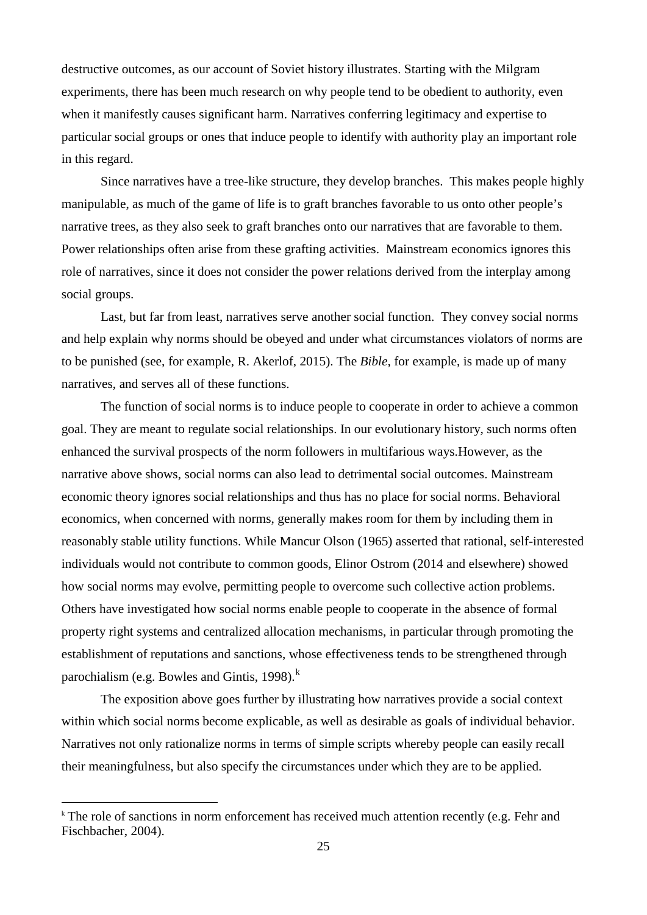destructive outcomes, as our account of Soviet history illustrates. Starting with the Milgram experiments, there has been much research on why people tend to be obedient to authority, even when it manifestly causes significant harm. Narratives conferring legitimacy and expertise to particular social groups or ones that induce people to identify with authority play an important role in this regard.

Since narratives have a tree-like structure, they develop branches. This makes people highly manipulable, as much of the game of life is to graft branches favorable to us onto other people's narrative trees, as they also seek to graft branches onto our narratives that are favorable to them. Power relationships often arise from these grafting activities. Mainstream economics ignores this role of narratives, since it does not consider the power relations derived from the interplay among social groups.

Last, but far from least, narratives serve another social function. They convey social norms and help explain why norms should be obeyed and under what circumstances violators of norms are to be punished (see, for example, R. Akerlof, 2015). The *Bible*, for example, is made up of many narratives, and serves all of these functions.

The function of social norms is to induce people to cooperate in order to achieve a common goal. They are meant to regulate social relationships. In our evolutionary history, such norms often enhanced the survival prospects of the norm followers in multifarious ways.However, as the narrative above shows, social norms can also lead to detrimental social outcomes. Mainstream economic theory ignores social relationships and thus has no place for social norms. Behavioral economics, when concerned with norms, generally makes room for them by including them in reasonably stable utility functions. While Mancur Olson (1965) asserted that rational, self-interested individuals would not contribute to common goods, Elinor Ostrom (2014 and elsewhere) showed how social norms may evolve, permitting people to overcome such collective action problems. Others have investigated how social norms enable people to cooperate in the absence of formal property right systems and centralized allocation mechanisms, in particular through promoting the establishment of reputations and sanctions, whose effectiveness tends to be strengthened through parochialism (e.g. Bowles and Gintis, 1998).[k]

The exposition above goes further by illustrating how narratives provide a social context within which social norms become explicable, as well as desirable as goals of individual behavior. Narratives not only rationalize norms in terms of simple scripts whereby people can easily recall their meaningfulness, but also specify the circumstances under which they are to be applied.

[k] The role of sanctions in norm enforcement has received much attention recently (e.g. Fehr and Fischbacher, 2004).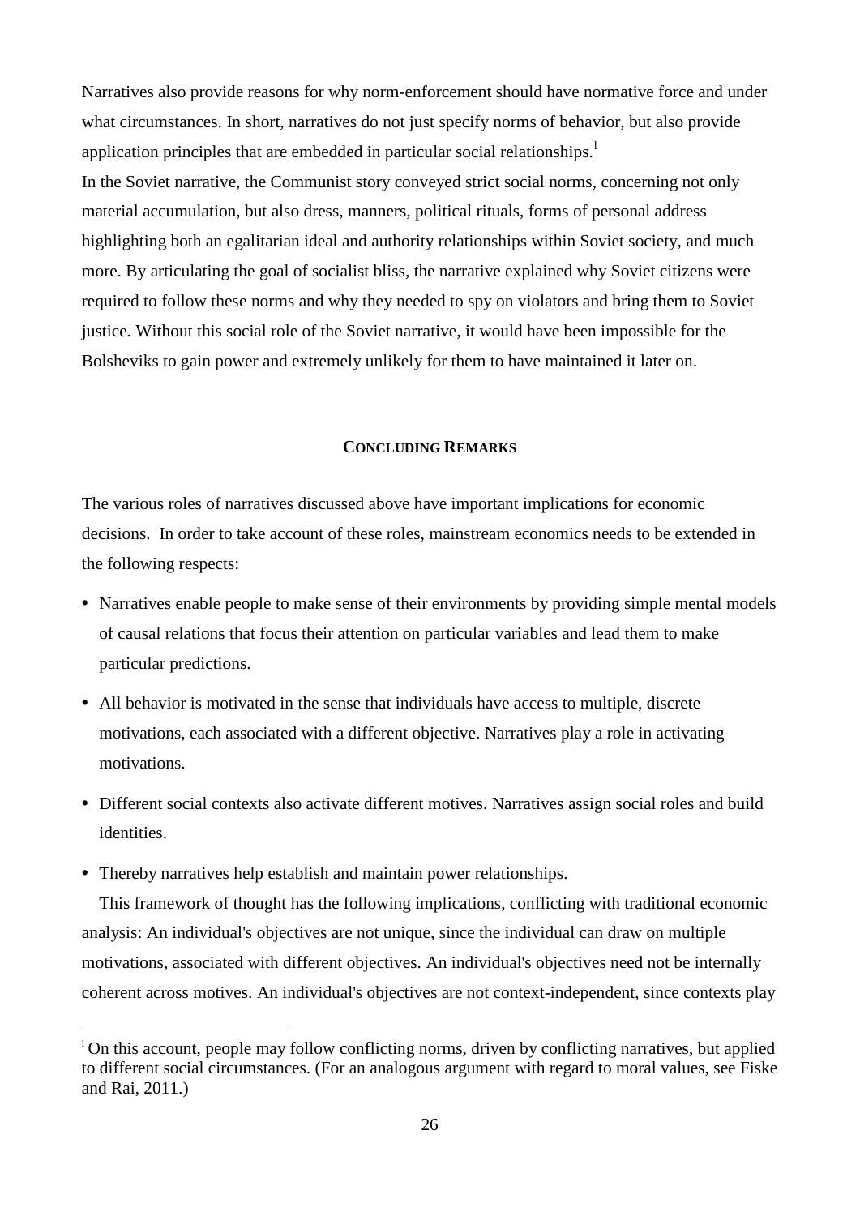Narratives also provide reasons for why norm-enforcement should have normative force and under what circumstances. In short, narratives do not just specify norms of behavior, but also provide application principles that are embedded in particular social relationships.[1]

In the Soviet narrative, the Communist story conveyed strict social norms, concerning not only material accumulation, but also dress, manners, political rituals, forms of personal address highlighting both an egalitarian ideal and authority relationships within Soviet society, and much more. By articulating the goal of socialist bliss, the narrative explained why Soviet citizens were required to follow these norms and why they needed to spy on violators and bring them to Soviet justice. Without this social role of the Soviet narrative, it would have been impossible for the Bolsheviks to gain power and extremely unlikely for them to have maintained it later on.

## CONCLUDING REMARKS

The various roles of narratives discussed above have important implications for economic decisions. In order to take account of these roles, mainstream economics needs to be extended in the following respects:

- Narratives enable people to make sense of their environments by providing simple mental models of causal relations that focus their attention on particular variables and lead them to make particular predictions.
- All behavior is motivated in the sense that individuals have access to multiple, discrete motivations, each associated with a different objective. Narratives play a role in activating motivations.
- Different social contexts also activate different motives. Narratives assign social roles and build identities.
- Thereby narratives help establish and maintain power relationships.

This framework of thought has the following implications, conflicting with traditional economic analysis: An individual's objectives are not unique, since the individual can draw on multiple motivations, associated with different objectives. An individual's objectives need not be internally coherent across motives. An individual's objectives are not context-independent, since contexts play

[1] On this account, people may follow conflicting norms, driven by conflicting narratives, but applied to different social circumstances. (For an analogous argument with regard to moral values, see Fiske and Rai, 2011.)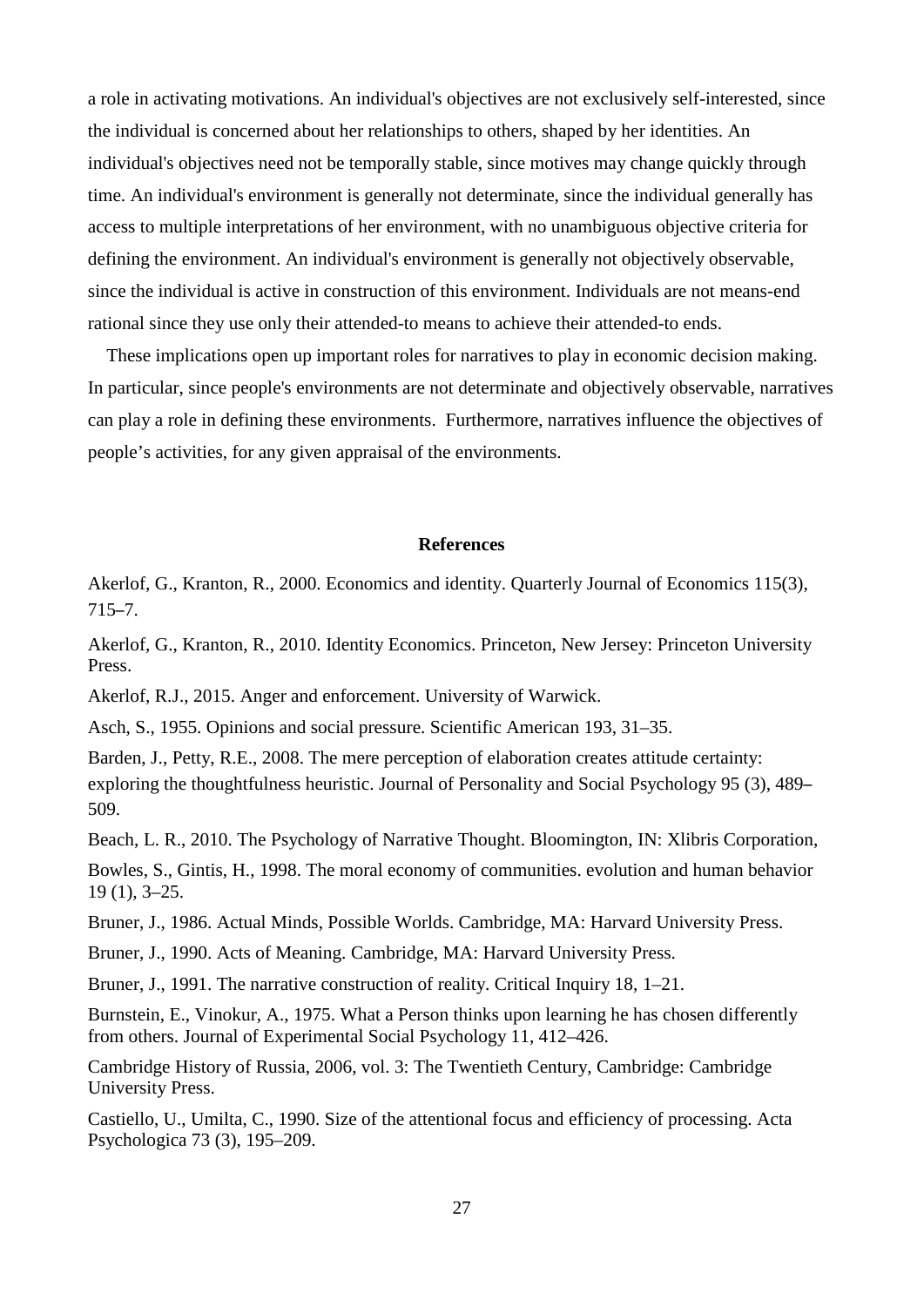a role in activating motivations. An individual's objectives are not exclusively self-interested, since the individual is concerned about her relationships to others, shaped by her identities. An individual's objectives need not be temporally stable, since motives may change quickly through time. An individual's environment is generally not determinate, since the individual generally has access to multiple interpretations of her environment, with no unambiguous objective criteria for defining the environment. An individual's environment is generally not objectively observable, since the individual is active in construction of this environment. Individuals are not means-end rational since they use only their attended-to means to achieve their attended-to ends.

These implications open up important roles for narratives to play in economic decision making. In particular, since people's environments are not determinate and objectively observable, narratives can play a role in defining these environments. Furthermore, narratives influence the objectives of people's activities, for any given appraisal of the environments.

## References

Akerlof, G., Kranton, R., 2000. Economics and identity. Quarterly Journal of Economics 115(3), 715–7.

Akerlof, G., Kranton, R., 2010. Identity Economics. Princeton, New Jersey: Princeton University Press.

Akerlof, R.J., 2015. Anger and enforcement. University of Warwick.

Asch, S., 1955. Opinions and social pressure. Scientific American 193, 31–35.

Barden, J., Petty, R.E., 2008. The mere perception of elaboration creates attitude certainty: exploring the thoughtfulness heuristic. Journal of Personality and Social Psychology 95 (3), 489–509.

Beach, L. R., 2010. The Psychology of Narrative Thought. Bloomington, IN: Xlibris Corporation,

Bowles, S., Gintis, H., 1998. The moral economy of communities. evolution and human behavior 19 (1), 3–25.

Bruner, J., 1986. Actual Minds, Possible Worlds. Cambridge, MA: Harvard University Press.

Bruner, J., 1990. Acts of Meaning. Cambridge, MA: Harvard University Press.

Bruner, J., 1991. The narrative construction of reality. Critical Inquiry 18, 1–21.

Burnstein, E., Vinokur, A., 1975. What a Person thinks upon learning he has chosen differently from others. Journal of Experimental Social Psychology 11, 412–426.

Cambridge History of Russia, 2006, vol. 3: The Twentieth Century, Cambridge: Cambridge University Press.

Castiello, U., Umilta, C., 1990. Size of the attentional focus and efficiency of processing. Acta Psychologica 73 (3), 195–209.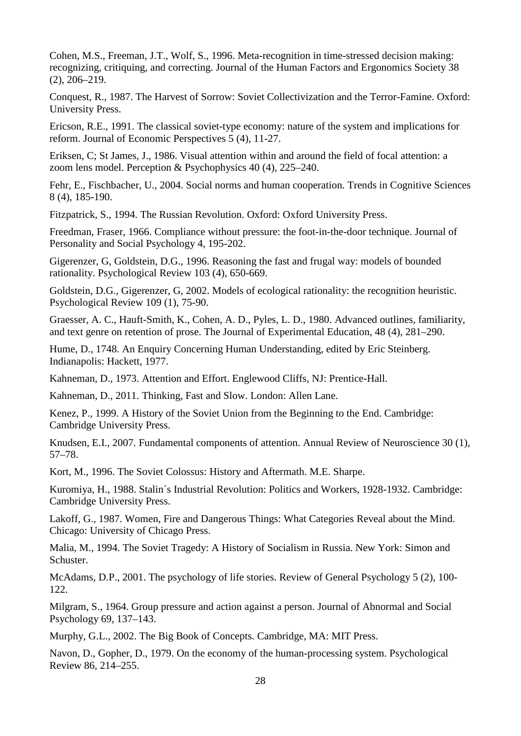Cohen, M.S., Freeman, J.T., Wolf, S., 1996. Meta-recognition in time-stressed decision making: recognizing, critiquing, and correcting. Journal of the Human Factors and Ergonomics Society 38 (2), 206–219.

Conquest, R., 1987. The Harvest of Sorrow: Soviet Collectivization and the Terror-Famine. Oxford: University Press.

Ericson, R.E., 1991. The classical soviet-type economy: nature of the system and implications for reform. Journal of Economic Perspectives 5 (4), 11-27.

Eriksen, C; St James, J., 1986. Visual attention within and around the field of focal attention: a zoom lens model. Perception & Psychophysics 40 (4), 225–240.

Fehr, E., Fischbacher, U., 2004. Social norms and human cooperation. Trends in Cognitive Sciences 8 (4), 185-190.

Fitzpatrick, S., 1994. The Russian Revolution. Oxford: Oxford University Press.

Freedman, Fraser, 1966. Compliance without pressure: the foot-in-the-door technique. Journal of Personality and Social Psychology 4, 195-202.

Gigerenzer, G, Goldstein, D.G., 1996. Reasoning the fast and frugal way: models of bounded rationality. Psychological Review 103 (4), 650-669.

Goldstein, D.G., Gigerenzer, G, 2002. Models of ecological rationality: the recognition heuristic. Psychological Review 109 (1), 75-90.

Graesser, A. C., Hauft-Smith, K., Cohen, A. D., Pyles, L. D., 1980. Advanced outlines, familiarity, and text genre on retention of prose. The Journal of Experimental Education, 48 (4), 281–290.

Hume, D., 1748. An Enquiry Concerning Human Understanding, edited by Eric Steinberg. Indianapolis: Hackett, 1977.

Kahneman, D., 1973. Attention and Effort. Englewood Cliffs, NJ: Prentice-Hall.

Kahneman, D., 2011. Thinking, Fast and Slow. London: Allen Lane.

Kenez, P., 1999. A History of the Soviet Union from the Beginning to the End. Cambridge: Cambridge University Press.

Knudsen, E.I., 2007. Fundamental components of attention. Annual Review of Neuroscience 30 (1), 57–78.

Kort, M., 1996. The Soviet Colossus: History and Aftermath. M.E. Sharpe.

Kuromiya, H., 1988. Stalin´s Industrial Revolution: Politics and Workers, 1928-1932. Cambridge: Cambridge University Press.

Lakoff, G., 1987. Women, Fire and Dangerous Things: What Categories Reveal about the Mind. Chicago: University of Chicago Press.

Malia, M., 1994. The Soviet Tragedy: A History of Socialism in Russia. New York: Simon and Schuster.

McAdams, D.P., 2001. The psychology of life stories. Review of General Psychology 5 (2), 100-122.

Milgram, S., 1964. Group pressure and action against a person. Journal of Abnormal and Social Psychology 69, 137–143.

Murphy, G.L., 2002. The Big Book of Concepts. Cambridge, MA: MIT Press.

Navon, D., Gopher, D., 1979. On the economy of the human-processing system. Psychological Review 86, 214–255.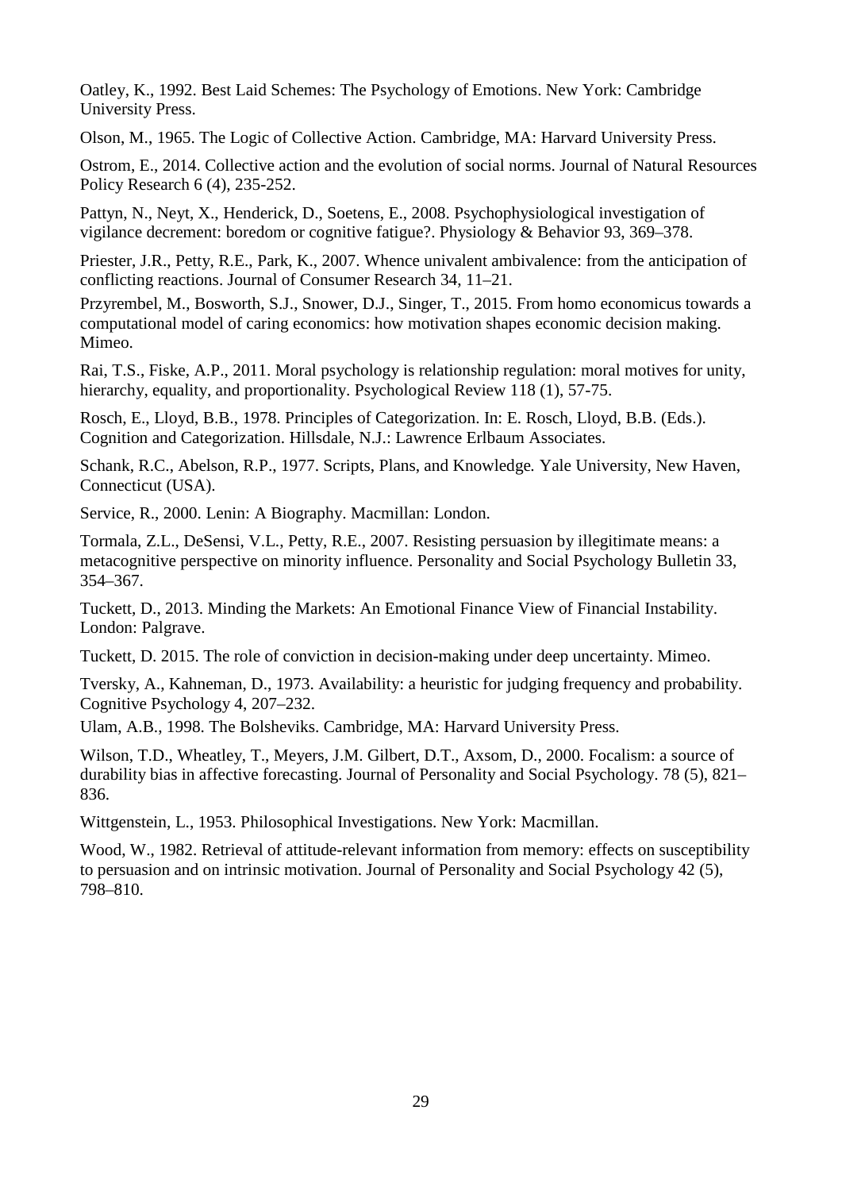Oatley, K., 1992. Best Laid Schemes: The Psychology of Emotions. New York: Cambridge University Press.

Olson, M., 1965. The Logic of Collective Action. Cambridge, MA: Harvard University Press.

Ostrom, E., 2014. Collective action and the evolution of social norms. Journal of Natural Resources Policy Research 6 (4), 235-252.

Pattyn, N., Neyt, X., Henderick, D., Soetens, E., 2008. Psychophysiological investigation of vigilance decrement: boredom or cognitive fatigue?. Physiology & Behavior 93, 369–378.

Priester, J.R., Petty, R.E., Park, K., 2007. Whence univalent ambivalence: from the anticipation of conflicting reactions. Journal of Consumer Research 34, 11–21.

Przyrembel, M., Bosworth, S.J., Snower, D.J., Singer, T., 2015. From homo economicus towards a computational model of caring economics: how motivation shapes economic decision making. Mimeo.

Rai, T.S., Fiske, A.P., 2011. Moral psychology is relationship regulation: moral motives for unity, hierarchy, equality, and proportionality. Psychological Review 118 (1), 57-75.

Rosch, E., Lloyd, B.B., 1978. Principles of Categorization. In: E. Rosch, Lloyd, B.B. (Eds.). Cognition and Categorization. Hillsdale, N.J.: Lawrence Erlbaum Associates.

Schank, R.C., Abelson, R.P., 1977. Scripts, Plans, and Knowledge*.* Yale University, New Haven, Connecticut (USA).

Service, R., 2000. Lenin: A Biography. Macmillan: London.

Tormala, Z.L., DeSensi, V.L., Petty, R.E., 2007. Resisting persuasion by illegitimate means: a metacognitive perspective on minority influence. Personality and Social Psychology Bulletin 33, 354–367.

Tuckett, D., 2013. Minding the Markets: An Emotional Finance View of Financial Instability. London: Palgrave.

Tuckett, D. 2015. The role of conviction in decision-making under deep uncertainty. Mimeo.

Tversky, A., Kahneman, D., 1973. Availability: a heuristic for judging frequency and probability. Cognitive Psychology 4, 207–232.

Ulam, A.B., 1998. The Bolsheviks. Cambridge, MA: Harvard University Press.

Wilson, T.D., Wheatley, T., Meyers, J.M. Gilbert, D.T., Axsom, D., 2000. Focalism: a source of durability bias in affective forecasting. Journal of Personality and Social Psychology. 78 (5), 821–836.

Wittgenstein, L., 1953. Philosophical Investigations. New York: Macmillan.

Wood, W., 1982. Retrieval of attitude-relevant information from memory: effects on susceptibility to persuasion and on intrinsic motivation. Journal of Personality and Social Psychology 42 (5), 798–810.